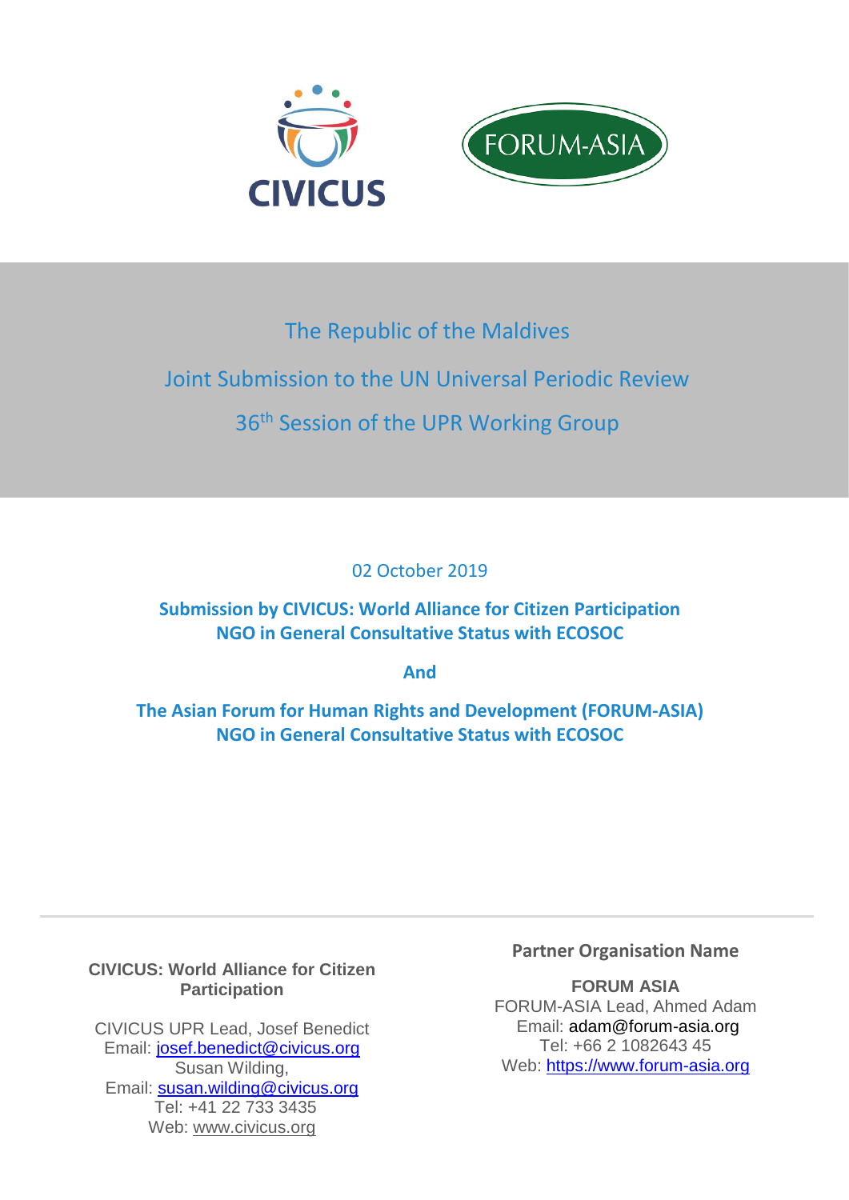CIVICUS

FORUM-ASIA

# The Republic of the Maldives

## Joint Submission to the UN Universal Periodic Review

## 36th Session of the UPR Working Group

02 October 2019

**Submission by CIVICUS: World Alliance for Citizen Participation**
**NGO in General Consultative Status with ECOSOC**

**And**

**The Asian Forum for Human Rights and Development (FORUM-ASIA)**
**NGO in General Consultative Status with ECOSOC**

---

**CIVICUS: World Alliance for Citizen Participation**

CIVICUS UPR Lead, Josef Benedict
Email: josef.benedict@civicus.org
Susan Wilding,
Email: susan.wilding@civicus.org
Tel: +41 22 733 3435
Web: www.civicus.org

**Partner Organisation Name**

**FORUM ASIA**
FORUM-ASIA Lead, Ahmed Adam
Email: adam@forum-asia.org
Tel: +66 2 1082643 45
Web: https://www.forum-asia.org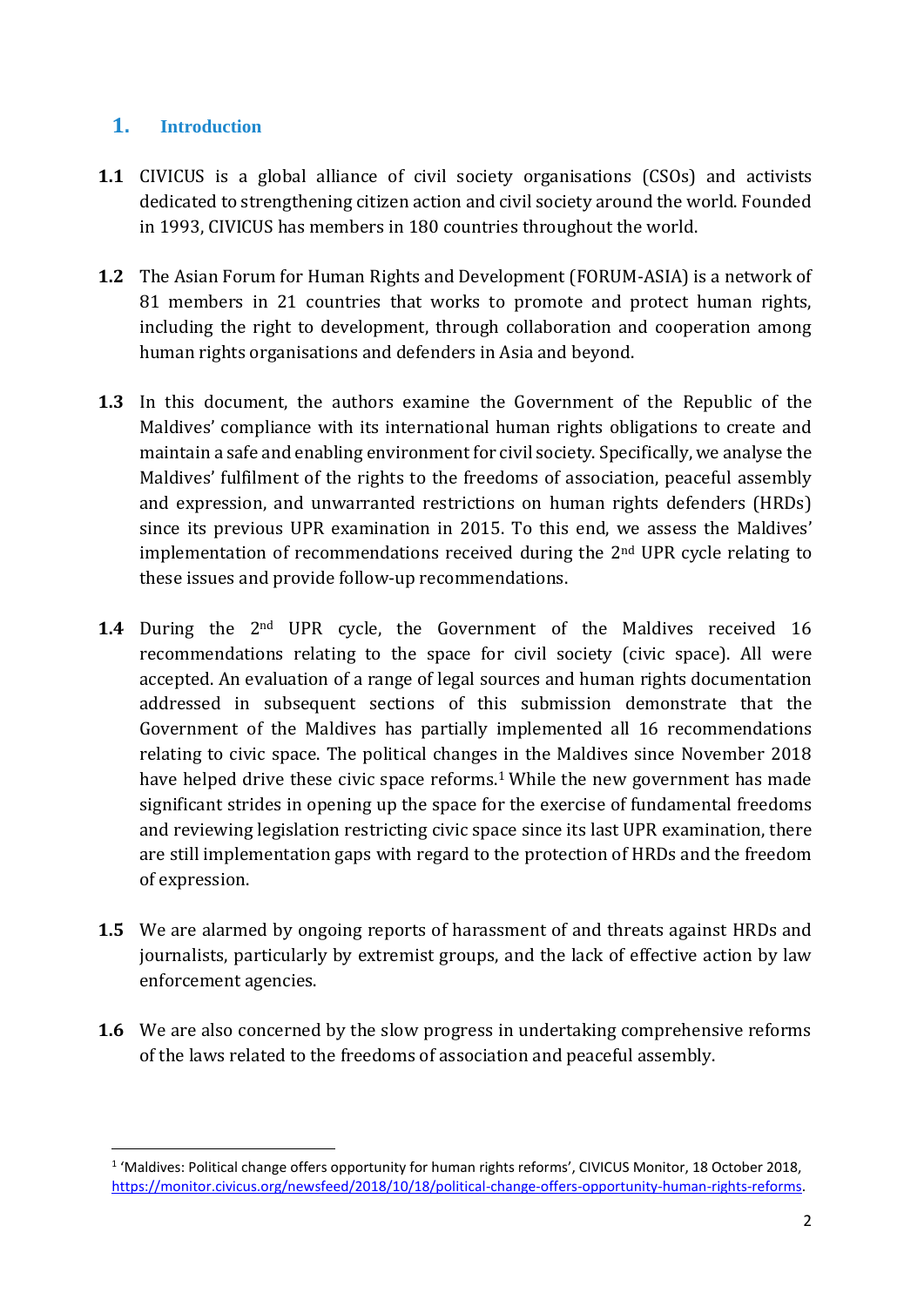## 1. Introduction

**1.1** CIVICUS is a global alliance of civil society organisations (CSOs) and activists dedicated to strengthening citizen action and civil society around the world. Founded in 1993, CIVICUS has members in 180 countries throughout the world.

**1.2** The Asian Forum for Human Rights and Development (FORUM-ASIA) is a network of 81 members in 21 countries that works to promote and protect human rights, including the right to development, through collaboration and cooperation among human rights organisations and defenders in Asia and beyond.

**1.3** In this document, the authors examine the Government of the Republic of the Maldives' compliance with its international human rights obligations to create and maintain a safe and enabling environment for civil society. Specifically, we analyse the Maldives' fulfilment of the rights to the freedoms of association, peaceful assembly and expression, and unwarranted restrictions on human rights defenders (HRDs) since its previous UPR examination in 2015. To this end, we assess the Maldives' implementation of recommendations received during the 2nd UPR cycle relating to these issues and provide follow-up recommendations.

**1.4** During the 2nd UPR cycle, the Government of the Maldives received 16 recommendations relating to the space for civil society (civic space). All were accepted. An evaluation of a range of legal sources and human rights documentation addressed in subsequent sections of this submission demonstrate that the Government of the Maldives has partially implemented all 16 recommendations relating to civic space. The political changes in the Maldives since November 2018 have helped drive these civic space reforms.[1] While the new government has made significant strides in opening up the space for the exercise of fundamental freedoms and reviewing legislation restricting civic space since its last UPR examination, there are still implementation gaps with regard to the protection of HRDs and the freedom of expression.

**1.5** We are alarmed by ongoing reports of harassment of and threats against HRDs and journalists, particularly by extremist groups, and the lack of effective action by law enforcement agencies.

**1.6** We are also concerned by the slow progress in undertaking comprehensive reforms of the laws related to the freedoms of association and peaceful assembly.

---

[1] 'Maldives: Political change offers opportunity for human rights reforms', CIVICUS Monitor, 18 October 2018, https://monitor.civicus.org/newsfeed/2018/10/18/political-change-offers-opportunity-human-rights-reforms.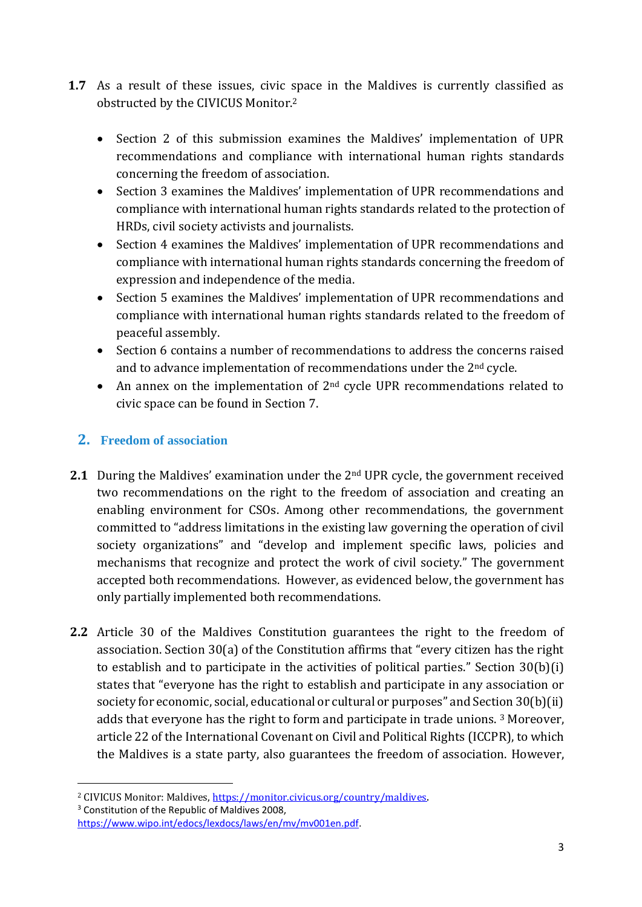**1.7** As a result of these issues, civic space in the Maldives is currently classified as obstructed by the CIVICUS Monitor.[2]

- Section 2 of this submission examines the Maldives' implementation of UPR recommendations and compliance with international human rights standards concerning the freedom of association.
- Section 3 examines the Maldives' implementation of UPR recommendations and compliance with international human rights standards related to the protection of HRDs, civil society activists and journalists.
- Section 4 examines the Maldives' implementation of UPR recommendations and compliance with international human rights standards concerning the freedom of expression and independence of the media.
- Section 5 examines the Maldives' implementation of UPR recommendations and compliance with international human rights standards related to the freedom of peaceful assembly.
- Section 6 contains a number of recommendations to address the concerns raised and to advance implementation of recommendations under the 2nd cycle.
- An annex on the implementation of 2nd cycle UPR recommendations related to civic space can be found in Section 7.

## 2. Freedom of association

**2.1** During the Maldives' examination under the 2nd UPR cycle, the government received two recommendations on the right to the freedom of association and creating an enabling environment for CSOs. Among other recommendations, the government committed to "address limitations in the existing law governing the operation of civil society organizations" and "develop and implement specific laws, policies and mechanisms that recognize and protect the work of civil society." The government accepted both recommendations. However, as evidenced below, the government has only partially implemented both recommendations.

**2.2** Article 30 of the Maldives Constitution guarantees the right to the freedom of association. Section 30(a) of the Constitution affirms that "every citizen has the right to establish and to participate in the activities of political parties." Section 30(b)(i) states that "everyone has the right to establish and participate in any association or society for economic, social, educational or cultural or purposes" and Section 30(b)(ii) adds that everyone has the right to form and participate in trade unions.[3] Moreover, article 22 of the International Covenant on Civil and Political Rights (ICCPR), to which the Maldives is a state party, also guarantees the freedom of association. However,

---

[2] CIVICUS Monitor: Maldives, https://monitor.civicus.org/country/maldives.

[3] Constitution of the Republic of Maldives 2008, https://www.wipo.int/edocs/lexdocs/laws/en/mv/mv001en.pdf.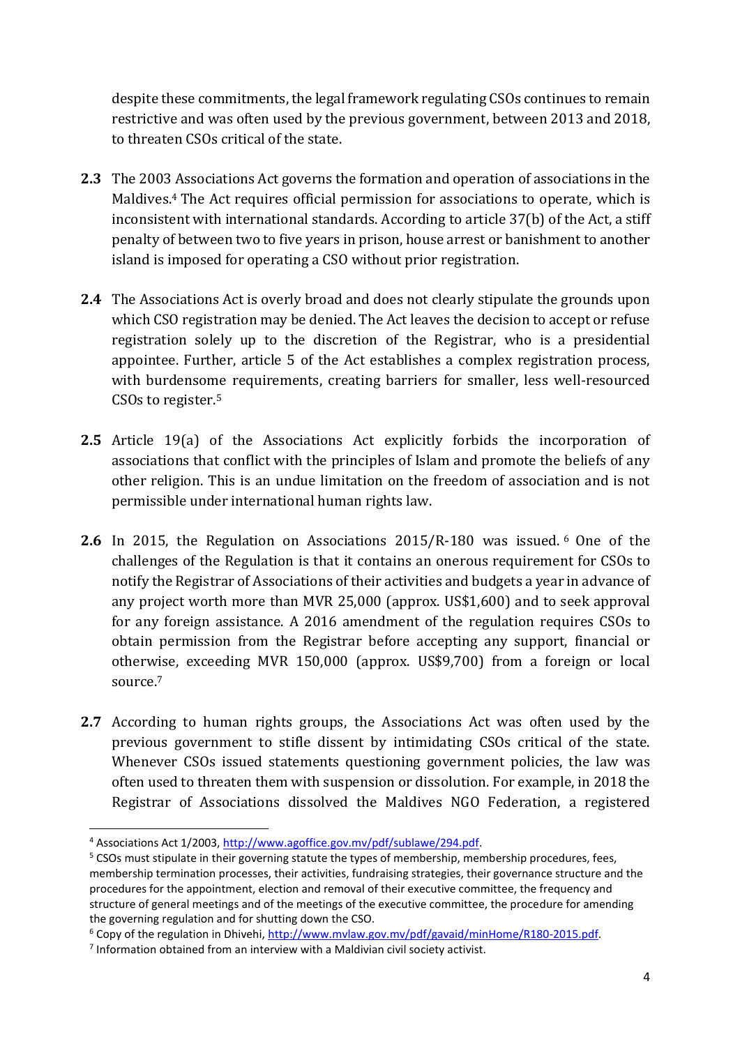despite these commitments, the legal framework regulating CSOs continues to remain restrictive and was often used by the previous government, between 2013 and 2018, to threaten CSOs critical of the state.

**2.3** The 2003 Associations Act governs the formation and operation of associations in the Maldives.[4] The Act requires official permission for associations to operate, which is inconsistent with international standards. According to article 37(b) of the Act, a stiff penalty of between two to five years in prison, house arrest or banishment to another island is imposed for operating a CSO without prior registration.

**2.4** The Associations Act is overly broad and does not clearly stipulate the grounds upon which CSO registration may be denied. The Act leaves the decision to accept or refuse registration solely up to the discretion of the Registrar, who is a presidential appointee. Further, article 5 of the Act establishes a complex registration process, with burdensome requirements, creating barriers for smaller, less well-resourced CSOs to register.[5]

**2.5** Article 19(a) of the Associations Act explicitly forbids the incorporation of associations that conflict with the principles of Islam and promote the beliefs of any other religion. This is an undue limitation on the freedom of association and is not permissible under international human rights law.

**2.6** In 2015, the Regulation on Associations 2015/R-180 was issued.[6] One of the challenges of the Regulation is that it contains an onerous requirement for CSOs to notify the Registrar of Associations of their activities and budgets a year in advance of any project worth more than MVR 25,000 (approx. US$1,600) and to seek approval for any foreign assistance. A 2016 amendment of the regulation requires CSOs to obtain permission from the Registrar before accepting any support, financial or otherwise, exceeding MVR 150,000 (approx. US$9,700) from a foreign or local source.[7]

**2.7** According to human rights groups, the Associations Act was often used by the previous government to stifle dissent by intimidating CSOs critical of the state. Whenever CSOs issued statements questioning government policies, the law was often used to threaten them with suspension or dissolution. For example, in 2018 the Registrar of Associations dissolved the Maldives NGO Federation, a registered

---

[4] Associations Act 1/2003, http://www.agoffice.gov.mv/pdf/sublawe/294.pdf.

[5] CSOs must stipulate in their governing statute the types of membership, membership procedures, fees, membership termination processes, their activities, fundraising strategies, their governance structure and the procedures for the appointment, election and removal of their executive committee, the frequency and structure of general meetings and of the meetings of the executive committee, the procedure for amending the governing regulation and for shutting down the CSO.

[6] Copy of the regulation in Dhivehi, http://www.mvlaw.gov.mv/pdf/gavaid/minHome/R180-2015.pdf.

[7] Information obtained from an interview with a Maldivian civil society activist.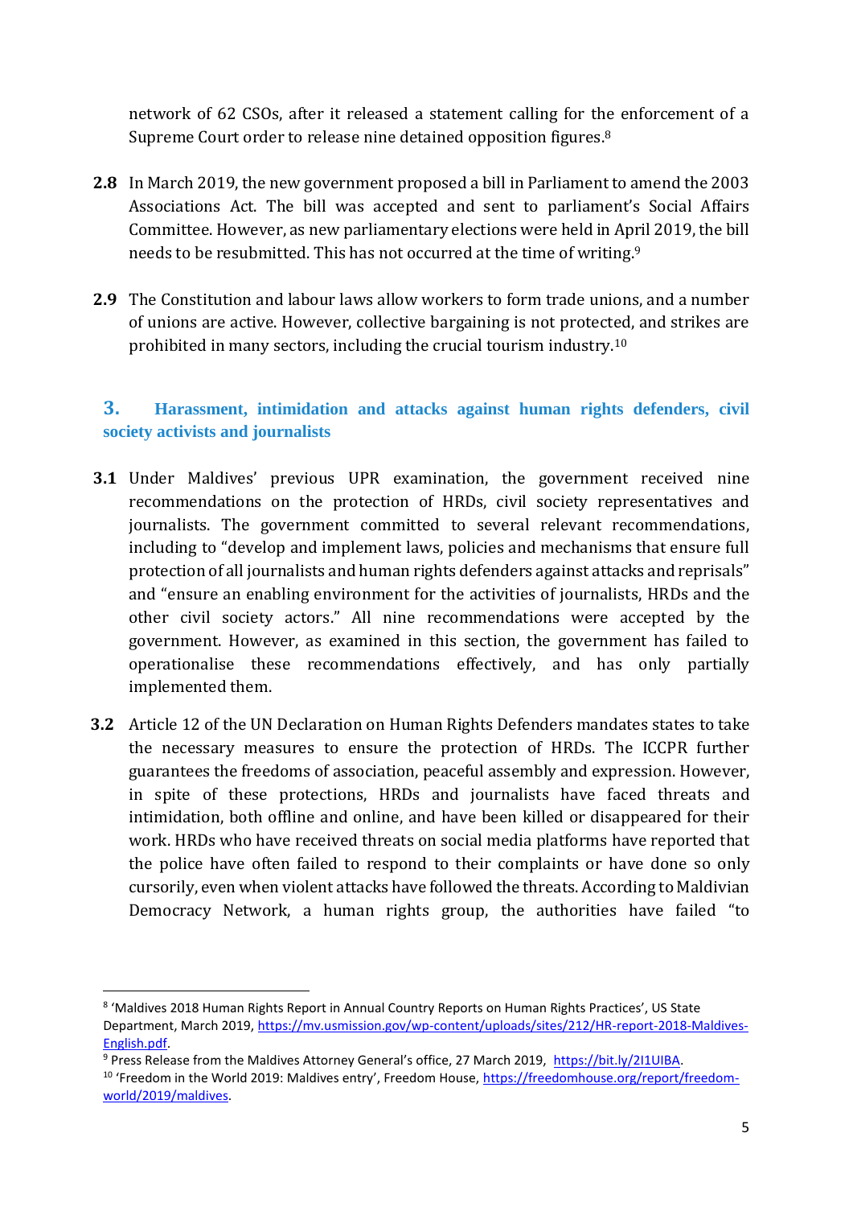network of 62 CSOs, after it released a statement calling for the enforcement of a Supreme Court order to release nine detained opposition figures.[8]

**2.8** In March 2019, the new government proposed a bill in Parliament to amend the 2003 Associations Act. The bill was accepted and sent to parliament's Social Affairs Committee. However, as new parliamentary elections were held in April 2019, the bill needs to be resubmitted. This has not occurred at the time of writing.[9]

**2.9** The Constitution and labour laws allow workers to form trade unions, and a number of unions are active. However, collective bargaining is not protected, and strikes are prohibited in many sectors, including the crucial tourism industry.[10]

## 3. Harassment, intimidation and attacks against human rights defenders, civil society activists and journalists

**3.1** Under Maldives' previous UPR examination, the government received nine recommendations on the protection of HRDs, civil society representatives and journalists. The government committed to several relevant recommendations, including to "develop and implement laws, policies and mechanisms that ensure full protection of all journalists and human rights defenders against attacks and reprisals" and "ensure an enabling environment for the activities of journalists, HRDs and the other civil society actors." All nine recommendations were accepted by the government. However, as examined in this section, the government has failed to operationalise these recommendations effectively, and has only partially implemented them.

**3.2** Article 12 of the UN Declaration on Human Rights Defenders mandates states to take the necessary measures to ensure the protection of HRDs. The ICCPR further guarantees the freedoms of association, peaceful assembly and expression. However, in spite of these protections, HRDs and journalists have faced threats and intimidation, both offline and online, and have been killed or disappeared for their work. HRDs who have received threats on social media platforms have reported that the police have often failed to respond to their complaints or have done so only cursorily, even when violent attacks have followed the threats. According to Maldivian Democracy Network, a human rights group, the authorities have failed "to

---

[8] 'Maldives 2018 Human Rights Report in Annual Country Reports on Human Rights Practices', US State Department, March 2019, https://mv.usmission.gov/wp-content/uploads/sites/212/HR-report-2018-Maldives-English.pdf.

[9] Press Release from the Maldives Attorney General's office, 27 March 2019, https://bit.ly/2I1UIBA.

[10] 'Freedom in the World 2019: Maldives entry', Freedom House, https://freedomhouse.org/report/freedom-world/2019/maldives.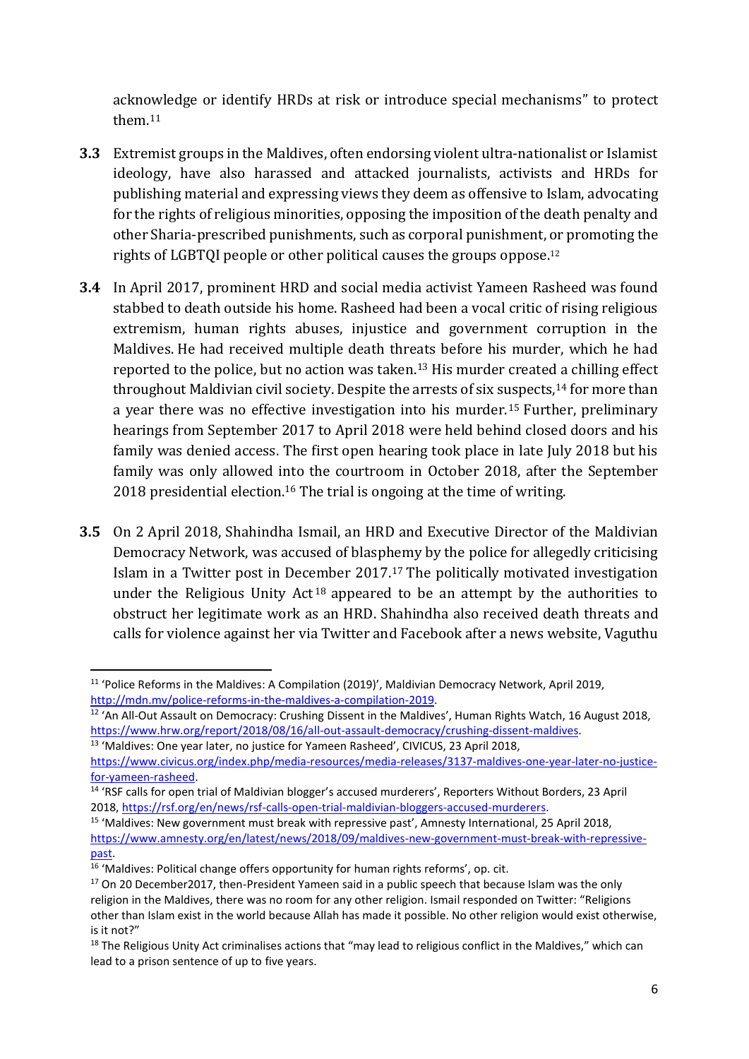acknowledge or identify HRDs at risk or introduce special mechanisms" to protect them.[11]

**3.3** Extremist groups in the Maldives, often endorsing violent ultra-nationalist or Islamist ideology, have also harassed and attacked journalists, activists and HRDs for publishing material and expressing views they deem as offensive to Islam, advocating for the rights of religious minorities, opposing the imposition of the death penalty and other Sharia-prescribed punishments, such as corporal punishment, or promoting the rights of LGBTQI people or other political causes the groups oppose.[12]

**3.4** In April 2017, prominent HRD and social media activist Yameen Rasheed was found stabbed to death outside his home. Rasheed had been a vocal critic of rising religious extremism, human rights abuses, injustice and government corruption in the Maldives. He had received multiple death threats before his murder, which he had reported to the police, but no action was taken.[13] His murder created a chilling effect throughout Maldivian civil society. Despite the arrests of six suspects,[14] for more than a year there was no effective investigation into his murder.[15] Further, preliminary hearings from September 2017 to April 2018 were held behind closed doors and his family was denied access. The first open hearing took place in late July 2018 but his family was only allowed into the courtroom in October 2018, after the September 2018 presidential election.[16] The trial is ongoing at the time of writing.

**3.5** On 2 April 2018, Shahindha Ismail, an HRD and Executive Director of the Maldivian Democracy Network, was accused of blasphemy by the police for allegedly criticising Islam in a Twitter post in December 2017.[17] The politically motivated investigation under the Religious Unity Act[18] appeared to be an attempt by the authorities to obstruct her legitimate work as an HRD. Shahindha also received death threats and calls for violence against her via Twitter and Facebook after a news website, Vaguthu

---

[11] 'Police Reforms in the Maldives: A Compilation (2019)', Maldivian Democracy Network, April 2019, http://mdn.mv/police-reforms-in-the-maldives-a-compilation-2019.

[12] 'An All-Out Assault on Democracy: Crushing Dissent in the Maldives', Human Rights Watch, 16 August 2018, https://www.hrw.org/report/2018/08/16/all-out-assault-democracy/crushing-dissent-maldives.

[13] 'Maldives: One year later, no justice for Yameen Rasheed', CIVICUS, 23 April 2018, https://www.civicus.org/index.php/media-resources/media-releases/3137-maldives-one-year-later-no-justice-for-yameen-rasheed.

[14] 'RSF calls for open trial of Maldivian blogger's accused murderers', Reporters Without Borders, 23 April 2018, https://rsf.org/en/news/rsf-calls-open-trial-maldivian-bloggers-accused-murderers.

[15] 'Maldives: New government must break with repressive past', Amnesty International, 25 April 2018, https://www.amnesty.org/en/latest/news/2018/09/maldives-new-government-must-break-with-repressive-past.

[16] 'Maldives: Political change offers opportunity for human rights reforms', op. cit.

[17] On 20 December2017, then-President Yameen said in a public speech that because Islam was the only religion in the Maldives, there was no room for any other religion. Ismail responded on Twitter: "Religions other than Islam exist in the world because Allah has made it possible. No other religion would exist otherwise, is it not?"

[18] The Religious Unity Act criminalises actions that "may lead to religious conflict in the Maldives," which can lead to a prison sentence of up to five years.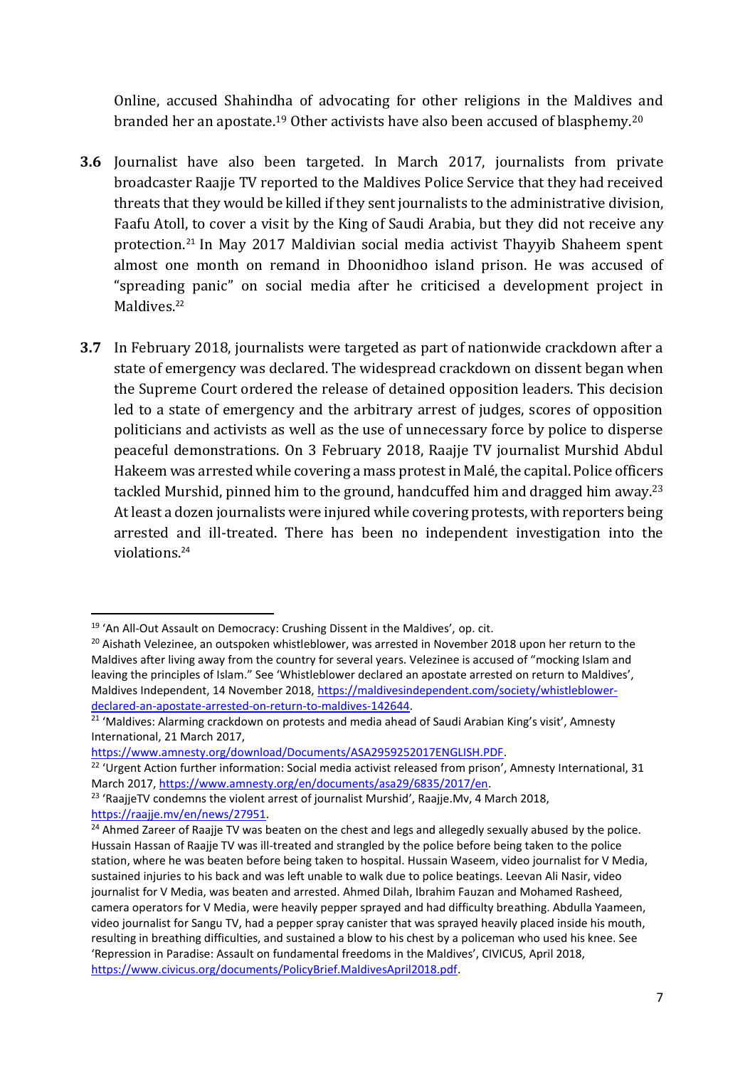Online, accused Shahindha of advocating for other religions in the Maldives and branded her an apostate.[19] Other activists have also been accused of blasphemy.[20]

**3.6** Journalist have also been targeted. In March 2017, journalists from private broadcaster Raajje TV reported to the Maldives Police Service that they had received threats that they would be killed if they sent journalists to the administrative division, Faafu Atoll, to cover a visit by the King of Saudi Arabia, but they did not receive any protection.[21] In May 2017 Maldivian social media activist Thayyib Shaheem spent almost one month on remand in Dhoonidhoo island prison. He was accused of "spreading panic" on social media after he criticised a development project in Maldives.[22]

**3.7** In February 2018, journalists were targeted as part of nationwide crackdown after a state of emergency was declared. The widespread crackdown on dissent began when the Supreme Court ordered the release of detained opposition leaders. This decision led to a state of emergency and the arbitrary arrest of judges, scores of opposition politicians and activists as well as the use of unnecessary force by police to disperse peaceful demonstrations. On 3 February 2018, Raajje TV journalist Murshid Abdul Hakeem was arrested while covering a mass protest in Malé, the capital. Police officers tackled Murshid, pinned him to the ground, handcuffed him and dragged him away.[23] At least a dozen journalists were injured while covering protests, with reporters being arrested and ill-treated. There has been no independent investigation into the violations.[24]

---

[19] 'An All-Out Assault on Democracy: Crushing Dissent in the Maldives', op. cit.

[20] Aishath Velezinee, an outspoken whistleblower, was arrested in November 2018 upon her return to the Maldives after living away from the country for several years. Velezinee is accused of "mocking Islam and leaving the principles of Islam." See 'Whistleblower declared an apostate arrested on return to Maldives', Maldives Independent, 14 November 2018, https://maldivesindependent.com/society/whistleblower-declared-an-apostate-arrested-on-return-to-maldives-142644.

[21] 'Maldives: Alarming crackdown on protests and media ahead of Saudi Arabian King's visit', Amnesty International, 21 March 2017, https://www.amnesty.org/download/Documents/ASA2959252017ENGLISH.PDF.

[22] 'Urgent Action further information: Social media activist released from prison', Amnesty International, 31 March 2017, https://www.amnesty.org/en/documents/asa29/6835/2017/en.

[23] 'RaajjeTV condemns the violent arrest of journalist Murshid', Raajje.Mv, 4 March 2018, https://raajje.mv/en/news/27951.

[24] Ahmed Zareer of Raajje TV was beaten on the chest and legs and allegedly sexually abused by the police. Hussain Hassan of Raajje TV was ill-treated and strangled by the police before being taken to the police station, where he was beaten before being taken to hospital. Hussain Waseem, video journalist for V Media, sustained injuries to his back and was left unable to walk due to police beatings. Leevan Ali Nasir, video journalist for V Media, was beaten and arrested. Ahmed Dilah, Ibrahim Fauzan and Mohamed Rasheed, camera operators for V Media, were heavily pepper sprayed and had difficulty breathing. Abdulla Yaameen, video journalist for Sangu TV, had a pepper spray canister that was sprayed heavily placed inside his mouth, resulting in breathing difficulties, and sustained a blow to his chest by a policeman who used his knee. See 'Repression in Paradise: Assault on fundamental freedoms in the Maldives', CIVICUS, April 2018, https://www.civicus.org/documents/PolicyBrief.MaldivesApril2018.pdf.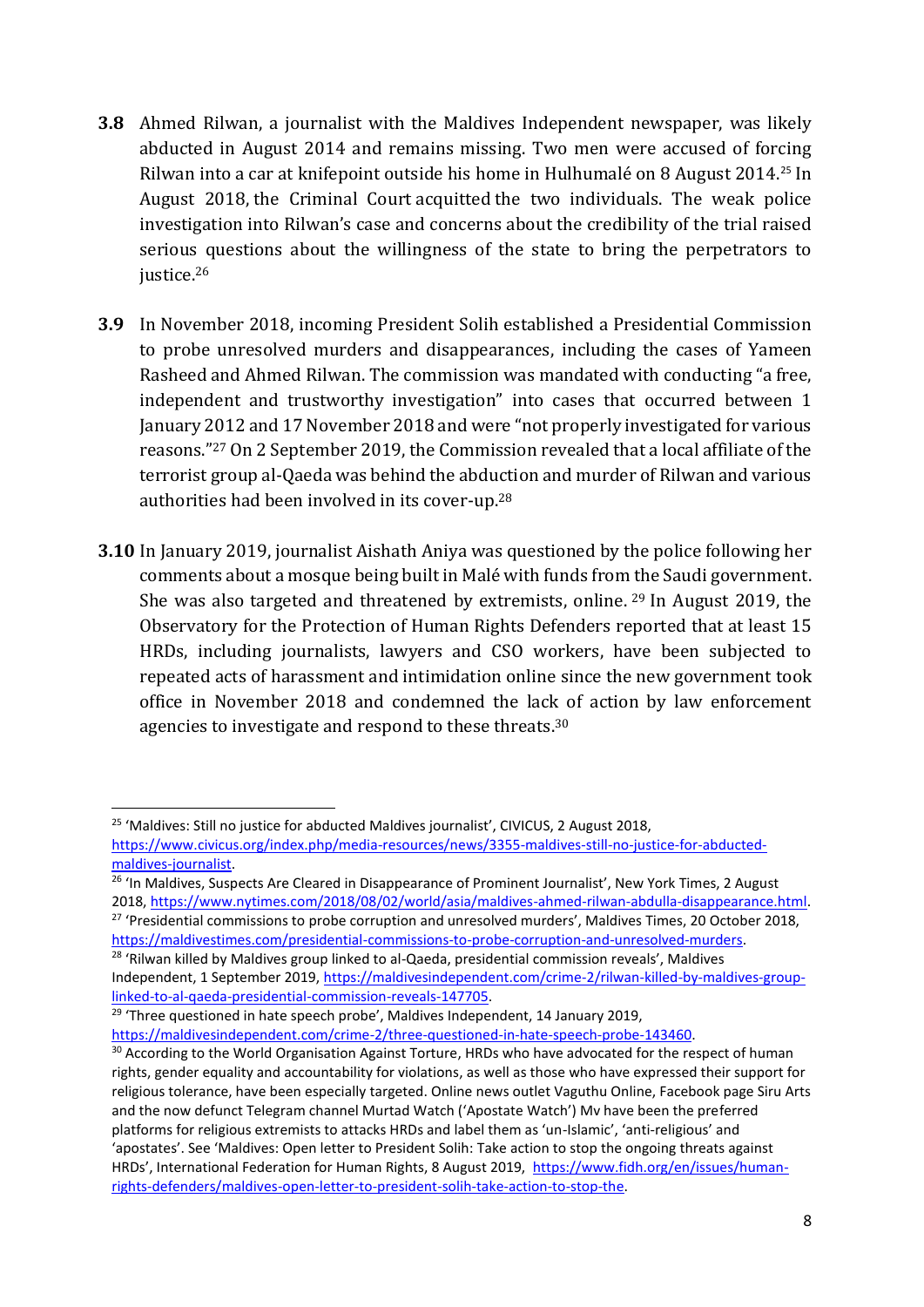**3.8** Ahmed Rilwan, a journalist with the Maldives Independent newspaper, was likely abducted in August 2014 and remains missing. Two men were accused of forcing Rilwan into a car at knifepoint outside his home in Hulhumalé on 8 August 2014.[25] In August 2018, the Criminal Court acquitted the two individuals. The weak police investigation into Rilwan's case and concerns about the credibility of the trial raised serious questions about the willingness of the state to bring the perpetrators to justice.[26]

**3.9** In November 2018, incoming President Solih established a Presidential Commission to probe unresolved murders and disappearances, including the cases of Yameen Rasheed and Ahmed Rilwan. The commission was mandated with conducting "a free, independent and trustworthy investigation" into cases that occurred between 1 January 2012 and 17 November 2018 and were "not properly investigated for various reasons."[27] On 2 September 2019, the Commission revealed that a local affiliate of the terrorist group al-Qaeda was behind the abduction and murder of Rilwan and various authorities had been involved in its cover-up.[28]

**3.10** In January 2019, journalist Aishath Aniya was questioned by the police following her comments about a mosque being built in Malé with funds from the Saudi government. She was also targeted and threatened by extremists, online.[29] In August 2019, the Observatory for the Protection of Human Rights Defenders reported that at least 15 HRDs, including journalists, lawyers and CSO workers, have been subjected to repeated acts of harassment and intimidation online since the new government took office in November 2018 and condemned the lack of action by law enforcement agencies to investigate and respond to these threats.[30]

---

[25] 'Maldives: Still no justice for abducted Maldives journalist', CIVICUS, 2 August 2018, https://www.civicus.org/index.php/media-resources/news/3355-maldives-still-no-justice-for-abducted-maldives-journalist.

[26] 'In Maldives, Suspects Are Cleared in Disappearance of Prominent Journalist', New York Times, 2 August 2018, https://www.nytimes.com/2018/08/02/world/asia/maldives-ahmed-rilwan-abdulla-disappearance.html.

[27] 'Presidential commissions to probe corruption and unresolved murders', Maldives Times, 20 October 2018, https://maldivestimes.com/presidential-commissions-to-probe-corruption-and-unresolved-murders.

[28] 'Rilwan killed by Maldives group linked to al-Qaeda, presidential commission reveals', Maldives Independent, 1 September 2019, https://maldivesindependent.com/crime-2/rilwan-killed-by-maldives-group-linked-to-al-qaeda-presidential-commission-reveals-147705.

[29] 'Three questioned in hate speech probe', Maldives Independent, 14 January 2019, https://maldivesindependent.com/crime-2/three-questioned-in-hate-speech-probe-143460.

[30] According to the World Organisation Against Torture, HRDs who have advocated for the respect of human rights, gender equality and accountability for violations, as well as those who have expressed their support for religious tolerance, have been especially targeted. Online news outlet Vaguthu Online, Facebook page Siru Arts and the now defunct Telegram channel Murtad Watch ('Apostate Watch') Mv have been the preferred platforms for religious extremists to attacks HRDs and label them as 'un-Islamic', 'anti-religious' and 'apostates'. See 'Maldives: Open letter to President Solih: Take action to stop the ongoing threats against HRDs', International Federation for Human Rights, 8 August 2019, https://www.fidh.org/en/issues/human-rights-defenders/maldives-open-letter-to-president-solih-take-action-to-stop-the.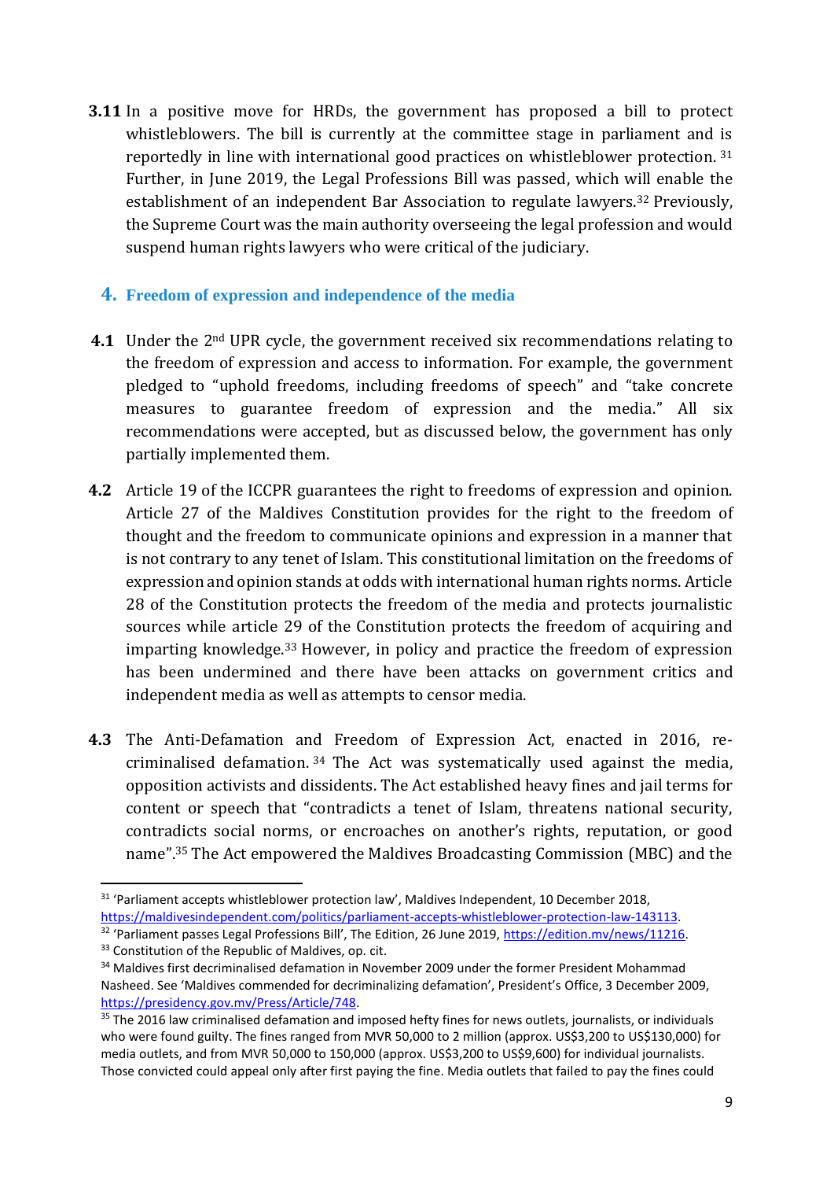**3.11** In a positive move for HRDs, the government has proposed a bill to protect whistleblowers. The bill is currently at the committee stage in parliament and is reportedly in line with international good practices on whistleblower protection.[31] Further, in June 2019, the Legal Professions Bill was passed, which will enable the establishment of an independent Bar Association to regulate lawyers.[32] Previously, the Supreme Court was the main authority overseeing the legal profession and would suspend human rights lawyers who were critical of the judiciary.

## 4. Freedom of expression and independence of the media

**4.1** Under the 2nd UPR cycle, the government received six recommendations relating to the freedom of expression and access to information. For example, the government pledged to "uphold freedoms, including freedoms of speech" and "take concrete measures to guarantee freedom of expression and the media." All six recommendations were accepted, but as discussed below, the government has only partially implemented them.

**4.2** Article 19 of the ICCPR guarantees the right to freedoms of expression and opinion. Article 27 of the Maldives Constitution provides for the right to the freedom of thought and the freedom to communicate opinions and expression in a manner that is not contrary to any tenet of Islam. This constitutional limitation on the freedoms of expression and opinion stands at odds with international human rights norms. Article 28 of the Constitution protects the freedom of the media and protects journalistic sources while article 29 of the Constitution protects the freedom of acquiring and imparting knowledge.[33] However, in policy and practice the freedom of expression has been undermined and there have been attacks on government critics and independent media as well as attempts to censor media.

**4.3** The Anti-Defamation and Freedom of Expression Act, enacted in 2016, re-criminalised defamation.[34] The Act was systematically used against the media, opposition activists and dissidents. The Act established heavy fines and jail terms for content or speech that "contradicts a tenet of Islam, threatens national security, contradicts social norms, or encroaches on another's rights, reputation, or good name".[35] The Act empowered the Maldives Broadcasting Commission (MBC) and the

---

[31] 'Parliament accepts whistleblower protection law', Maldives Independent, 10 December 2018, https://maldivesindependent.com/politics/parliament-accepts-whistleblower-protection-law-143113.

[32] 'Parliament passes Legal Professions Bill', The Edition, 26 June 2019, https://edition.mv/news/11216.

[33] Constitution of the Republic of Maldives, op. cit.

[34] Maldives first decriminalised defamation in November 2009 under the former President Mohammad Nasheed. See 'Maldives commended for decriminalizing defamation', President's Office, 3 December 2009, https://presidency.gov.mv/Press/Article/748.

[35] The 2016 law criminalised defamation and imposed hefty fines for news outlets, journalists, or individuals who were found guilty. The fines ranged from MVR 50,000 to 2 million (approx. US$3,200 to US$130,000) for media outlets, and from MVR 50,000 to 150,000 (approx. US$3,200 to US$9,600) for individual journalists. Those convicted could appeal only after first paying the fine. Media outlets that failed to pay the fines could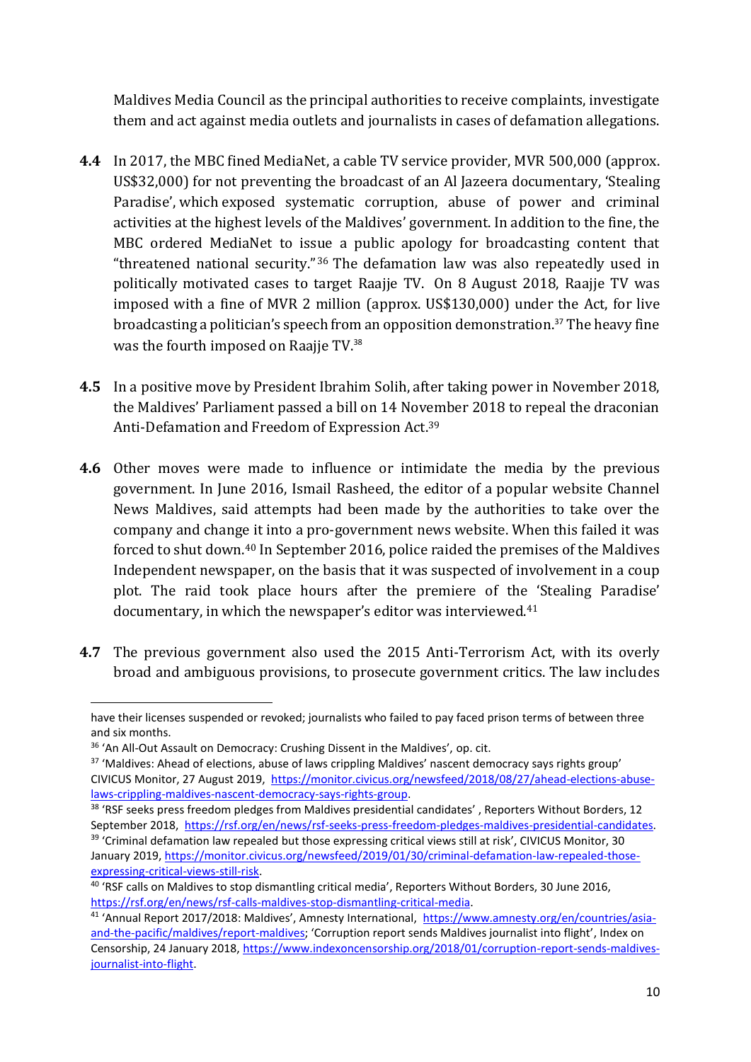Maldives Media Council as the principal authorities to receive complaints, investigate them and act against media outlets and journalists in cases of defamation allegations.

**4.4** In 2017, the MBC fined MediaNet, a cable TV service provider, MVR 500,000 (approx. US$32,000) for not preventing the broadcast of an Al Jazeera documentary, 'Stealing Paradise', which exposed systematic corruption, abuse of power and criminal activities at the highest levels of the Maldives' government. In addition to the fine, the MBC ordered MediaNet to issue a public apology for broadcasting content that "threatened national security."[36] The defamation law was also repeatedly used in politically motivated cases to target Raajje TV. On 8 August 2018, Raajje TV was imposed with a fine of MVR 2 million (approx. US$130,000) under the Act, for live broadcasting a politician's speech from an opposition demonstration.[37] The heavy fine was the fourth imposed on Raajje TV.[38]

**4.5** In a positive move by President Ibrahim Solih, after taking power in November 2018, the Maldives' Parliament passed a bill on 14 November 2018 to repeal the draconian Anti-Defamation and Freedom of Expression Act.[39]

**4.6** Other moves were made to influence or intimidate the media by the previous government. In June 2016, Ismail Rasheed, the editor of a popular website Channel News Maldives, said attempts had been made by the authorities to take over the company and change it into a pro-government news website. When this failed it was forced to shut down.[40] In September 2016, police raided the premises of the Maldives Independent newspaper, on the basis that it was suspected of involvement in a coup plot. The raid took place hours after the premiere of the 'Stealing Paradise' documentary, in which the newspaper's editor was interviewed.[41]

**4.7** The previous government also used the 2015 Anti-Terrorism Act, with its overly broad and ambiguous provisions, to prosecute government critics. The law includes

---

have their licenses suspended or revoked; journalists who failed to pay faced prison terms of between three and six months.

[36] 'An All-Out Assault on Democracy: Crushing Dissent in the Maldives', op. cit.

[37] 'Maldives: Ahead of elections, abuse of laws crippling Maldives' nascent democracy says rights group' CIVICUS Monitor, 27 August 2019, https://monitor.civicus.org/newsfeed/2018/08/27/ahead-elections-abuse-laws-crippling-maldives-nascent-democracy-says-rights-group.

[38] 'RSF seeks press freedom pledges from Maldives presidential candidates' , Reporters Without Borders, 12 September 2018, https://rsf.org/en/news/rsf-seeks-press-freedom-pledges-maldives-presidential-candidates.

[39] 'Criminal defamation law repealed but those expressing critical views still at risk', CIVICUS Monitor, 30 January 2019, https://monitor.civicus.org/newsfeed/2019/01/30/criminal-defamation-law-repealed-those-expressing-critical-views-still-risk.

[40] 'RSF calls on Maldives to stop dismantling critical media', Reporters Without Borders, 30 June 2016, https://rsf.org/en/news/rsf-calls-maldives-stop-dismantling-critical-media.

[41] 'Annual Report 2017/2018: Maldives', Amnesty International, https://www.amnesty.org/en/countries/asia-and-the-pacific/maldives/report-maldives; 'Corruption report sends Maldives journalist into flight', Index on Censorship, 24 January 2018, https://www.indexoncensorship.org/2018/01/corruption-report-sends-maldives-journalist-into-flight.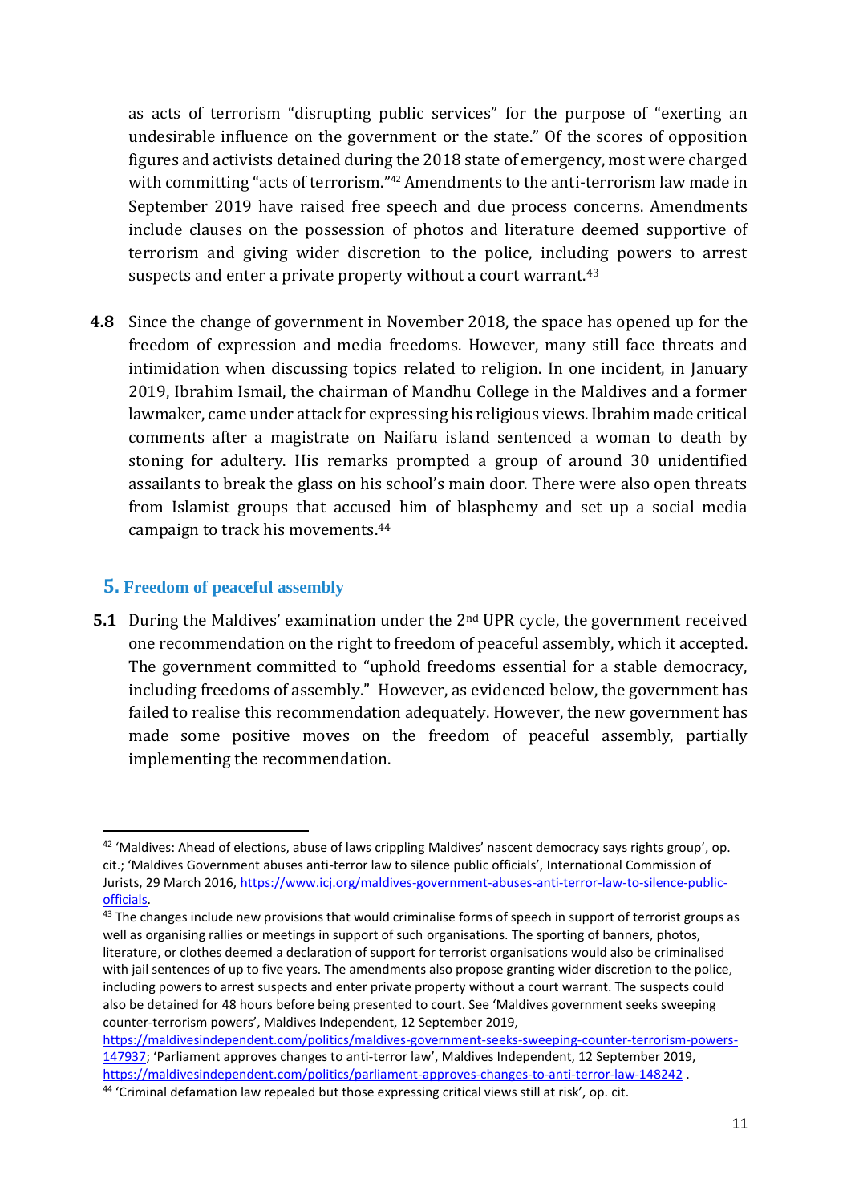as acts of terrorism "disrupting public services" for the purpose of "exerting an undesirable influence on the government or the state." Of the scores of opposition figures and activists detained during the 2018 state of emergency, most were charged with committing "acts of terrorism."[42] Amendments to the anti-terrorism law made in September 2019 have raised free speech and due process concerns. Amendments include clauses on the possession of photos and literature deemed supportive of terrorism and giving wider discretion to the police, including powers to arrest suspects and enter a private property without a court warrant.[43]

**4.8** Since the change of government in November 2018, the space has opened up for the freedom of expression and media freedoms. However, many still face threats and intimidation when discussing topics related to religion. In one incident, in January 2019, Ibrahim Ismail, the chairman of Mandhu College in the Maldives and a former lawmaker, came under attack for expressing his religious views. Ibrahim made critical comments after a magistrate on Naifaru island sentenced a woman to death by stoning for adultery. His remarks prompted a group of around 30 unidentified assailants to break the glass on his school's main door. There were also open threats from Islamist groups that accused him of blasphemy and set up a social media campaign to track his movements.[44]

## 5. Freedom of peaceful assembly

**5.1** During the Maldives' examination under the 2nd UPR cycle, the government received one recommendation on the right to freedom of peaceful assembly, which it accepted. The government committed to "uphold freedoms essential for a stable democracy, including freedoms of assembly." However, as evidenced below, the government has failed to realise this recommendation adequately. However, the new government has made some positive moves on the freedom of peaceful assembly, partially implementing the recommendation.

---

[42] 'Maldives: Ahead of elections, abuse of laws crippling Maldives' nascent democracy says rights group', op. cit.; 'Maldives Government abuses anti-terror law to silence public officials', International Commission of Jurists, 29 March 2016, https://www.icj.org/maldives-government-abuses-anti-terror-law-to-silence-public-officials.

[43] The changes include new provisions that would criminalise forms of speech in support of terrorist groups as well as organising rallies or meetings in support of such organisations. The sporting of banners, photos, literature, or clothes deemed a declaration of support for terrorist organisations would also be criminalised with jail sentences of up to five years. The amendments also propose granting wider discretion to the police, including powers to arrest suspects and enter private property without a court warrant. The suspects could also be detained for 48 hours before being presented to court. See 'Maldives government seeks sweeping counter-terrorism powers', Maldives Independent, 12 September 2019, https://maldivesindependent.com/politics/maldives-government-seeks-sweeping-counter-terrorism-powers-147937; 'Parliament approves changes to anti-terror law', Maldives Independent, 12 September 2019, https://maldivesindependent.com/politics/parliament-approves-changes-to-anti-terror-law-148242 .

[44] 'Criminal defamation law repealed but those expressing critical views still at risk', op. cit.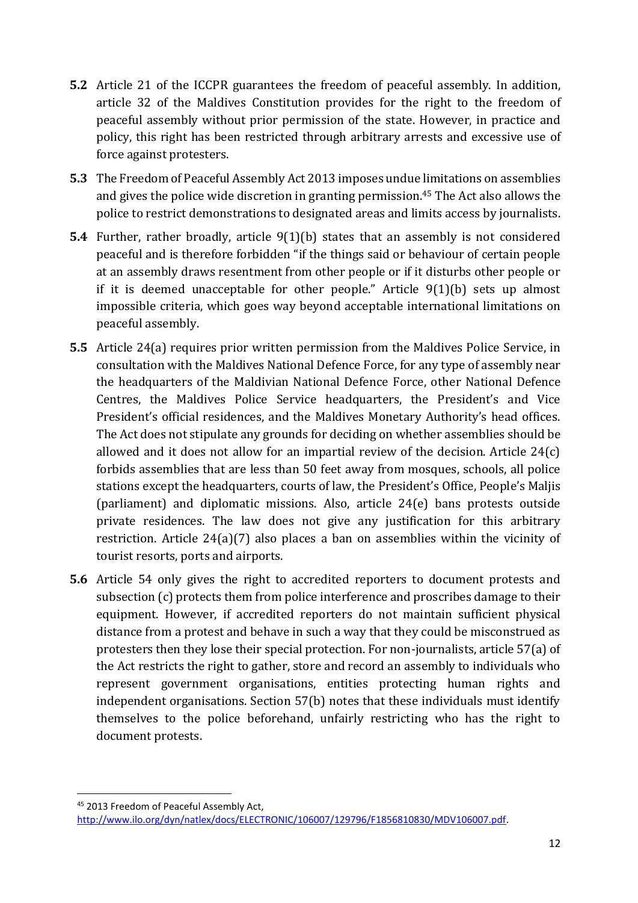**5.2** Article 21 of the ICCPR guarantees the freedom of peaceful assembly. In addition, article 32 of the Maldives Constitution provides for the right to the freedom of peaceful assembly without prior permission of the state. However, in practice and policy, this right has been restricted through arbitrary arrests and excessive use of force against protesters.

**5.3** The Freedom of Peaceful Assembly Act 2013 imposes undue limitations on assemblies and gives the police wide discretion in granting permission.[45] The Act also allows the police to restrict demonstrations to designated areas and limits access by journalists.

**5.4** Further, rather broadly, article 9(1)(b) states that an assembly is not considered peaceful and is therefore forbidden "if the things said or behaviour of certain people at an assembly draws resentment from other people or if it disturbs other people or if it is deemed unacceptable for other people." Article 9(1)(b) sets up almost impossible criteria, which goes way beyond acceptable international limitations on peaceful assembly.

**5.5** Article 24(a) requires prior written permission from the Maldives Police Service, in consultation with the Maldives National Defence Force, for any type of assembly near the headquarters of the Maldivian National Defence Force, other National Defence Centres, the Maldives Police Service headquarters, the President's and Vice President's official residences, and the Maldives Monetary Authority's head offices. The Act does not stipulate any grounds for deciding on whether assemblies should be allowed and it does not allow for an impartial review of the decision. Article 24(c) forbids assemblies that are less than 50 feet away from mosques, schools, all police stations except the headquarters, courts of law, the President's Office, People's Maljis (parliament) and diplomatic missions. Also, article 24(e) bans protests outside private residences. The law does not give any justification for this arbitrary restriction. Article 24(a)(7) also places a ban on assemblies within the vicinity of tourist resorts, ports and airports.

**5.6** Article 54 only gives the right to accredited reporters to document protests and subsection (c) protects them from police interference and proscribes damage to their equipment. However, if accredited reporters do not maintain sufficient physical distance from a protest and behave in such a way that they could be misconstrued as protesters then they lose their special protection. For non-journalists, article 57(a) of the Act restricts the right to gather, store and record an assembly to individuals who represent government organisations, entities protecting human rights and independent organisations. Section 57(b) notes that these individuals must identify themselves to the police beforehand, unfairly restricting who has the right to document protests.

---

[45] 2013 Freedom of Peaceful Assembly Act, http://www.ilo.org/dyn/natlex/docs/ELECTRONIC/106007/129796/F1856810830/MDV106007.pdf.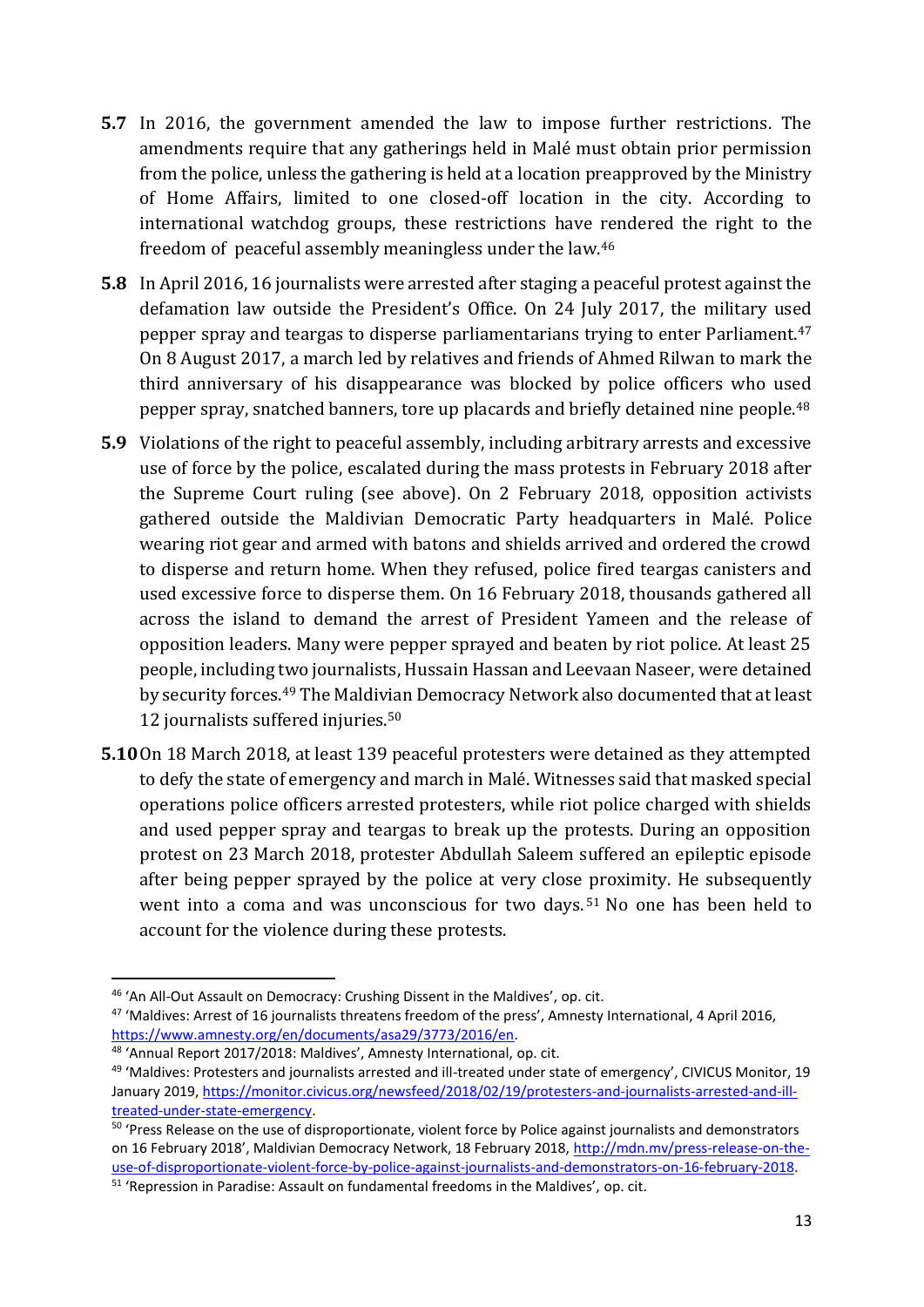**5.7** In 2016, the government amended the law to impose further restrictions. The amendments require that any gatherings held in Malé must obtain prior permission from the police, unless the gathering is held at a location preapproved by the Ministry of Home Affairs, limited to one closed-off location in the city. According to international watchdog groups, these restrictions have rendered the right to the freedom of peaceful assembly meaningless under the law.[46]

**5.8** In April 2016, 16 journalists were arrested after staging a peaceful protest against the defamation law outside the President's Office. On 24 July 2017, the military used pepper spray and teargas to disperse parliamentarians trying to enter Parliament.[47] On 8 August 2017, a march led by relatives and friends of Ahmed Rilwan to mark the third anniversary of his disappearance was blocked by police officers who used pepper spray, snatched banners, tore up placards and briefly detained nine people.[48]

**5.9** Violations of the right to peaceful assembly, including arbitrary arrests and excessive use of force by the police, escalated during the mass protests in February 2018 after the Supreme Court ruling (see above). On 2 February 2018, opposition activists gathered outside the Maldivian Democratic Party headquarters in Malé. Police wearing riot gear and armed with batons and shields arrived and ordered the crowd to disperse and return home. When they refused, police fired teargas canisters and used excessive force to disperse them. On 16 February 2018, thousands gathered all across the island to demand the arrest of President Yameen and the release of opposition leaders. Many were pepper sprayed and beaten by riot police. At least 25 people, including two journalists, Hussain Hassan and Leevaan Naseer, were detained by security forces.[49] The Maldivian Democracy Network also documented that at least 12 journalists suffered injuries.[50]

**5.10** On 18 March 2018, at least 139 peaceful protesters were detained as they attempted to defy the state of emergency and march in Malé. Witnesses said that masked special operations police officers arrested protesters, while riot police charged with shields and used pepper spray and teargas to break up the protests. During an opposition protest on 23 March 2018, protester Abdullah Saleem suffered an epileptic episode after being pepper sprayed by the police at very close proximity. He subsequently went into a coma and was unconscious for two days.[51] No one has been held to account for the violence during these protests.

---

[46] 'An All-Out Assault on Democracy: Crushing Dissent in the Maldives', op. cit.

[47] 'Maldives: Arrest of 16 journalists threatens freedom of the press', Amnesty International, 4 April 2016, https://www.amnesty.org/en/documents/asa29/3773/2016/en.

[48] 'Annual Report 2017/2018: Maldives', Amnesty International, op. cit.

[49] 'Maldives: Protesters and journalists arrested and ill-treated under state of emergency', CIVICUS Monitor, 19 January 2019, https://monitor.civicus.org/newsfeed/2018/02/19/protesters-and-journalists-arrested-and-ill-treated-under-state-emergency.

[50] 'Press Release on the use of disproportionate, violent force by Police against journalists and demonstrators on 16 February 2018', Maldivian Democracy Network, 18 February 2018, http://mdn.mv/press-release-on-the-use-of-disproportionate-violent-force-by-police-against-journalists-and-demonstrators-on-16-february-2018.

[51] 'Repression in Paradise: Assault on fundamental freedoms in the Maldives', op. cit.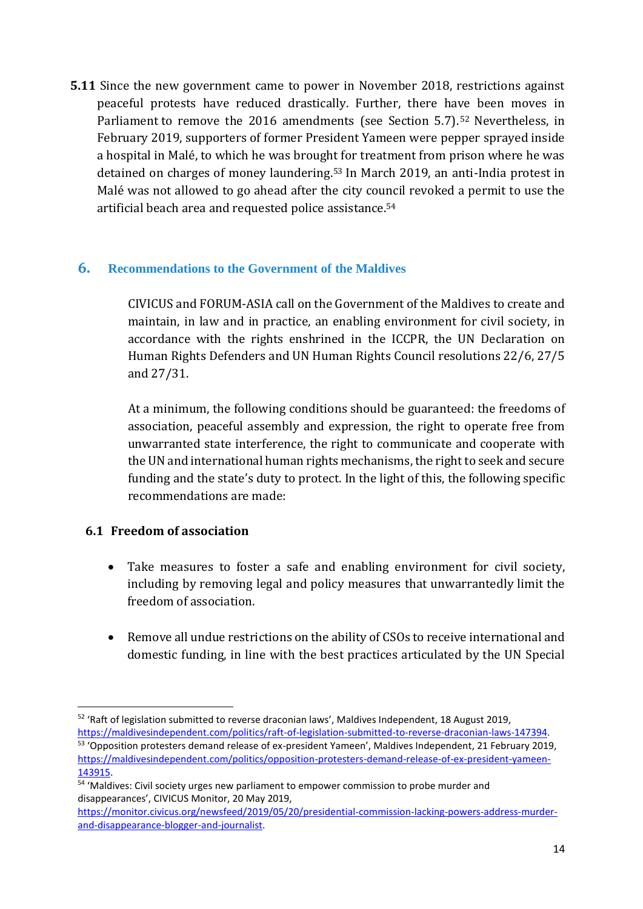**5.11** Since the new government came to power in November 2018, restrictions against peaceful protests have reduced drastically. Further, there have been moves in Parliament to remove the 2016 amendments (see Section 5.7).[52] Nevertheless, in February 2019, supporters of former President Yameen were pepper sprayed inside a hospital in Malé, to which he was brought for treatment from prison where he was detained on charges of money laundering.[53] In March 2019, an anti-India protest in Malé was not allowed to go ahead after the city council revoked a permit to use the artificial beach area and requested police assistance.[54]

## 6. Recommendations to the Government of the Maldives

CIVICUS and FORUM-ASIA call on the Government of the Maldives to create and maintain, in law and in practice, an enabling environment for civil society, in accordance with the rights enshrined in the ICCPR, the UN Declaration on Human Rights Defenders and UN Human Rights Council resolutions 22/6, 27/5 and 27/31.

At a minimum, the following conditions should be guaranteed: the freedoms of association, peaceful assembly and expression, the right to operate free from unwarranted state interference, the right to communicate and cooperate with the UN and international human rights mechanisms, the right to seek and secure funding and the state's duty to protect. In the light of this, the following specific recommendations are made:

### 6.1 Freedom of association

- Take measures to foster a safe and enabling environment for civil society, including by removing legal and policy measures that unwarrantedly limit the freedom of association.

- Remove all undue restrictions on the ability of CSOs to receive international and domestic funding, in line with the best practices articulated by the UN Special

---

[52] 'Raft of legislation submitted to reverse draconian laws', Maldives Independent, 18 August 2019, https://maldivesindependent.com/politics/raft-of-legislation-submitted-to-reverse-draconian-laws-147394.

[53] 'Opposition protesters demand release of ex-president Yameen', Maldives Independent, 21 February 2019, https://maldivesindependent.com/politics/opposition-protesters-demand-release-of-ex-president-yameen-143915.

[54] 'Maldives: Civil society urges new parliament to empower commission to probe murder and disappearances', CIVICUS Monitor, 20 May 2019, https://monitor.civicus.org/newsfeed/2019/05/20/presidential-commission-lacking-powers-address-murder-and-disappearance-blogger-and-journalist.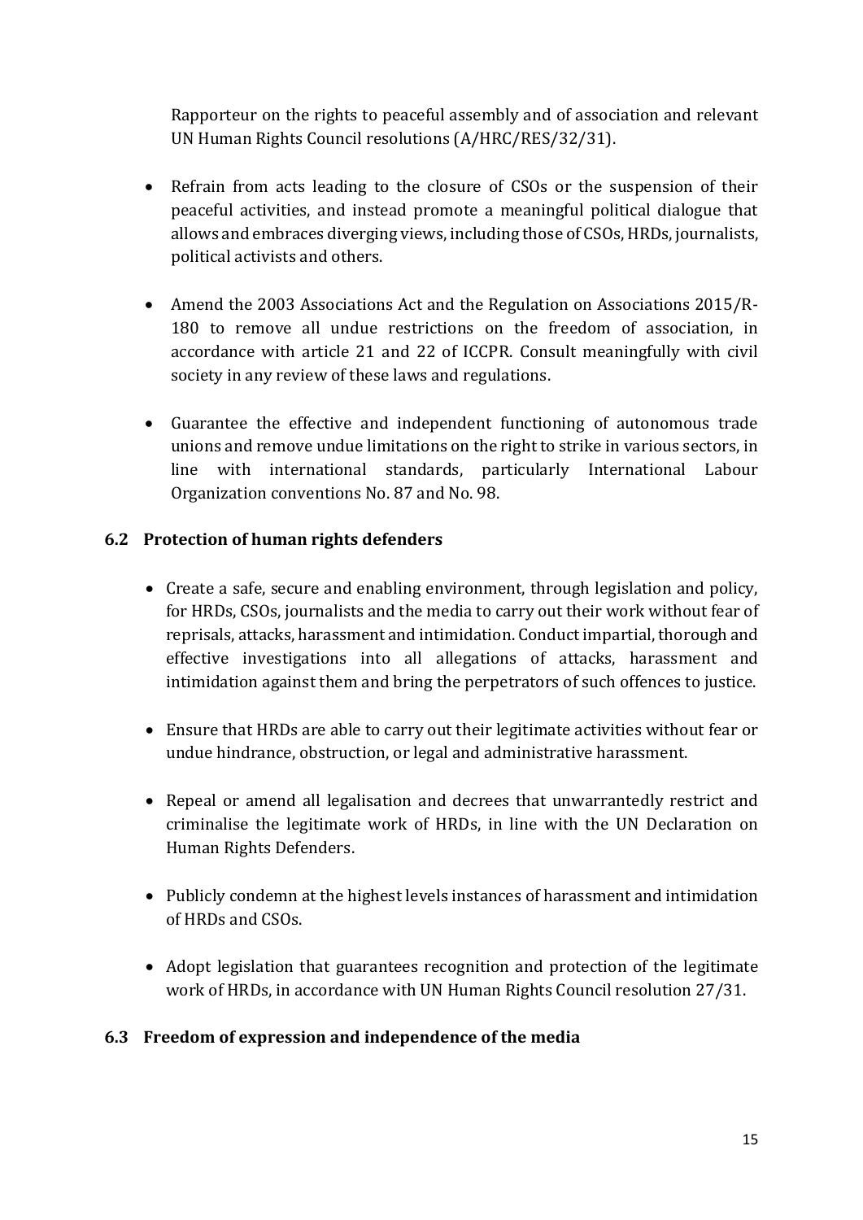Rapporteur on the rights to peaceful assembly and of association and relevant UN Human Rights Council resolutions (A/HRC/RES/32/31).

- Refrain from acts leading to the closure of CSOs or the suspension of their peaceful activities, and instead promote a meaningful political dialogue that allows and embraces diverging views, including those of CSOs, HRDs, journalists, political activists and others.

- Amend the 2003 Associations Act and the Regulation on Associations 2015/R-180 to remove all undue restrictions on the freedom of association, in accordance with article 21 and 22 of ICCPR. Consult meaningfully with civil society in any review of these laws and regulations.

- Guarantee the effective and independent functioning of autonomous trade unions and remove undue limitations on the right to strike in various sectors, in line with international standards, particularly International Labour Organization conventions No. 87 and No. 98.

### 6.2 Protection of human rights defenders

- Create a safe, secure and enabling environment, through legislation and policy, for HRDs, CSOs, journalists and the media to carry out their work without fear of reprisals, attacks, harassment and intimidation. Conduct impartial, thorough and effective investigations into all allegations of attacks, harassment and intimidation against them and bring the perpetrators of such offences to justice.

- Ensure that HRDs are able to carry out their legitimate activities without fear or undue hindrance, obstruction, or legal and administrative harassment.

- Repeal or amend all legalisation and decrees that unwarrantedly restrict and criminalise the legitimate work of HRDs, in line with the UN Declaration on Human Rights Defenders.

- Publicly condemn at the highest levels instances of harassment and intimidation of HRDs and CSOs.

- Adopt legislation that guarantees recognition and protection of the legitimate work of HRDs, in accordance with UN Human Rights Council resolution 27/31.

### 6.3 Freedom of expression and independence of the media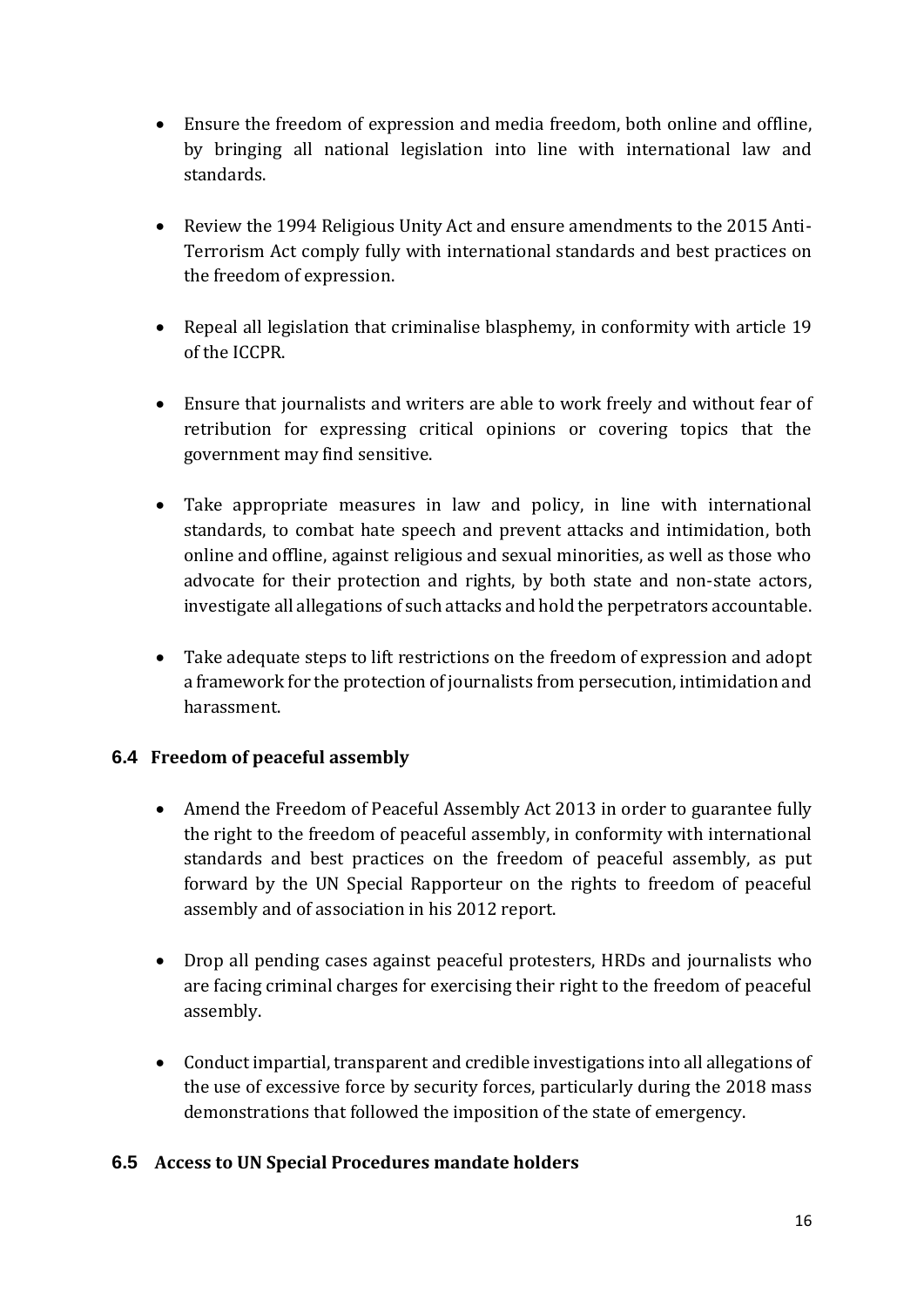- Ensure the freedom of expression and media freedom, both online and offline, by bringing all national legislation into line with international law and standards.

- Review the 1994 Religious Unity Act and ensure amendments to the 2015 Anti-Terrorism Act comply fully with international standards and best practices on the freedom of expression.

- Repeal all legislation that criminalise blasphemy, in conformity with article 19 of the ICCPR.

- Ensure that journalists and writers are able to work freely and without fear of retribution for expressing critical opinions or covering topics that the government may find sensitive.

- Take appropriate measures in law and policy, in line with international standards, to combat hate speech and prevent attacks and intimidation, both online and offline, against religious and sexual minorities, as well as those who advocate for their protection and rights, by both state and non-state actors, investigate all allegations of such attacks and hold the perpetrators accountable.

- Take adequate steps to lift restrictions on the freedom of expression and adopt a framework for the protection of journalists from persecution, intimidation and harassment.

### 6.4 Freedom of peaceful assembly

- Amend the Freedom of Peaceful Assembly Act 2013 in order to guarantee fully the right to the freedom of peaceful assembly, in conformity with international standards and best practices on the freedom of peaceful assembly, as put forward by the UN Special Rapporteur on the rights to freedom of peaceful assembly and of association in his 2012 report.

- Drop all pending cases against peaceful protesters, HRDs and journalists who are facing criminal charges for exercising their right to the freedom of peaceful assembly.

- Conduct impartial, transparent and credible investigations into all allegations of the use of excessive force by security forces, particularly during the 2018 mass demonstrations that followed the imposition of the state of emergency.

### 6.5 Access to UN Special Procedures mandate holders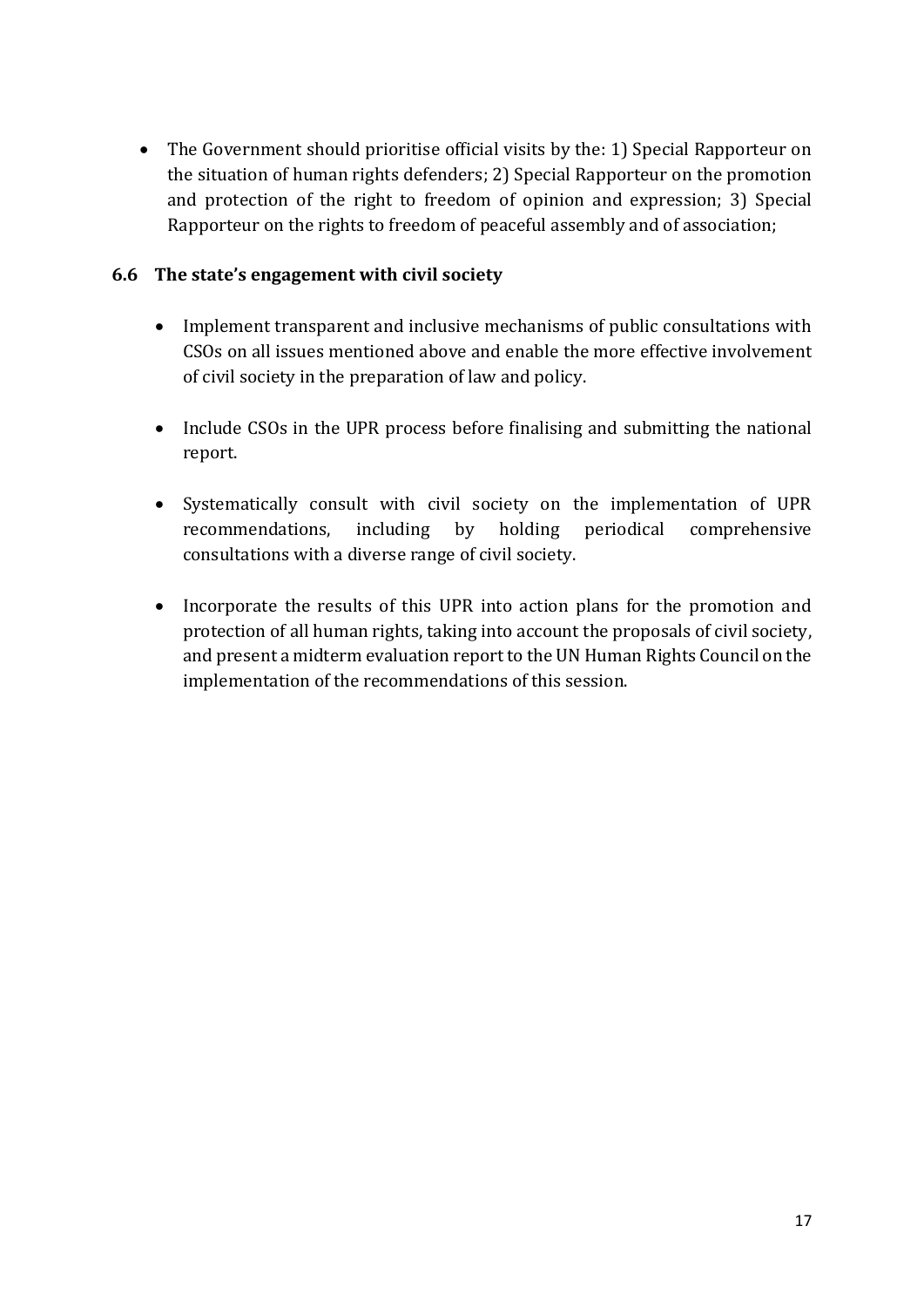- The Government should prioritise official visits by the: 1) Special Rapporteur on the situation of human rights defenders; 2) Special Rapporteur on the promotion and protection of the right to freedom of opinion and expression; 3) Special Rapporteur on the rights to freedom of peaceful assembly and of association;

### 6.6 The state's engagement with civil society

- Implement transparent and inclusive mechanisms of public consultations with CSOs on all issues mentioned above and enable the more effective involvement of civil society in the preparation of law and policy.

- Include CSOs in the UPR process before finalising and submitting the national report.

- Systematically consult with civil society on the implementation of UPR recommendations, including by holding periodical comprehensive consultations with a diverse range of civil society.

- Incorporate the results of this UPR into action plans for the promotion and protection of all human rights, taking into account the proposals of civil society, and present a midterm evaluation report to the UN Human Rights Council on the implementation of the recommendations of this session.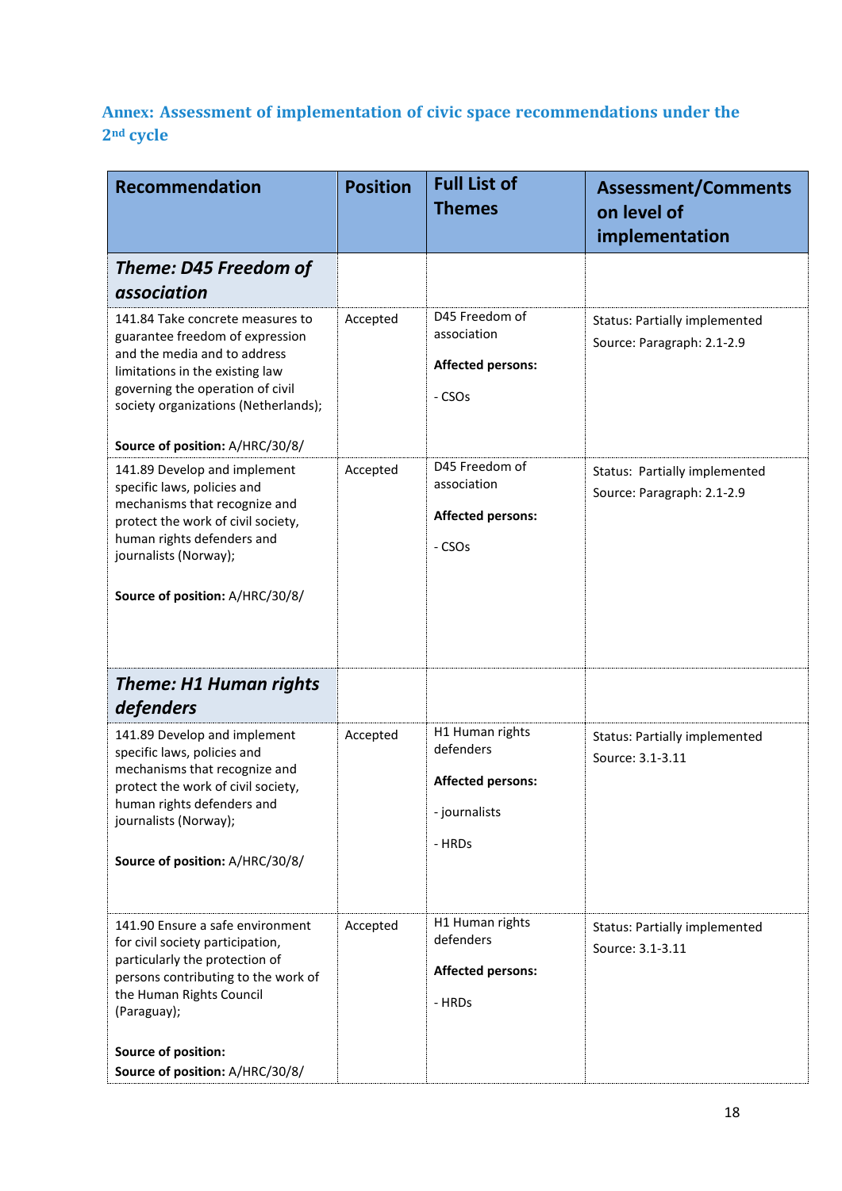## Annex: Assessment of implementation of civic space recommendations under the 2nd cycle

| Recommendation | Position | Full List of Themes | Assessment/Comments on level of implementation |
|---|---|---|---|
| ***Theme: D45 Freedom of association*** | | | |
| 141.84 Take concrete measures to guarantee freedom of expression and the media and to address limitations in the existing law governing the operation of civil society organizations (Netherlands);<br><br>**Source of position:** A/HRC/30/8/ | Accepted | D45 Freedom of association<br><br>**Affected persons:**<br><br>- CSOs | Status: Partially implemented<br><br>Source: Paragraph: 2.1-2.9 |
| 141.89 Develop and implement specific laws, policies and mechanisms that recognize and protect the work of civil society, human rights defenders and journalists (Norway);<br><br>**Source of position:** A/HRC/30/8/ | Accepted | D45 Freedom of association<br><br>**Affected persons:**<br><br>- CSOs | Status: Partially implemented<br><br>Source: Paragraph: 2.1-2.9 |
| ***Theme: H1 Human rights defenders*** | | | |
| 141.89 Develop and implement specific laws, policies and mechanisms that recognize and protect the work of civil society, human rights defenders and journalists (Norway);<br><br>**Source of position:** A/HRC/30/8/ | Accepted | H1 Human rights defenders<br><br>**Affected persons:**<br><br>- journalists<br><br>- HRDs | Status: Partially implemented<br><br>Source: 3.1-3.11 |
| 141.90 Ensure a safe environment for civil society participation, particularly the protection of persons contributing to the work of the Human Rights Council (Paraguay);<br><br>**Source of position:**<br>**Source of position:** A/HRC/30/8/ | Accepted | H1 Human rights defenders<br><br>**Affected persons:**<br><br>- HRDs | Status: Partially implemented<br><br>Source: 3.1-3.11 |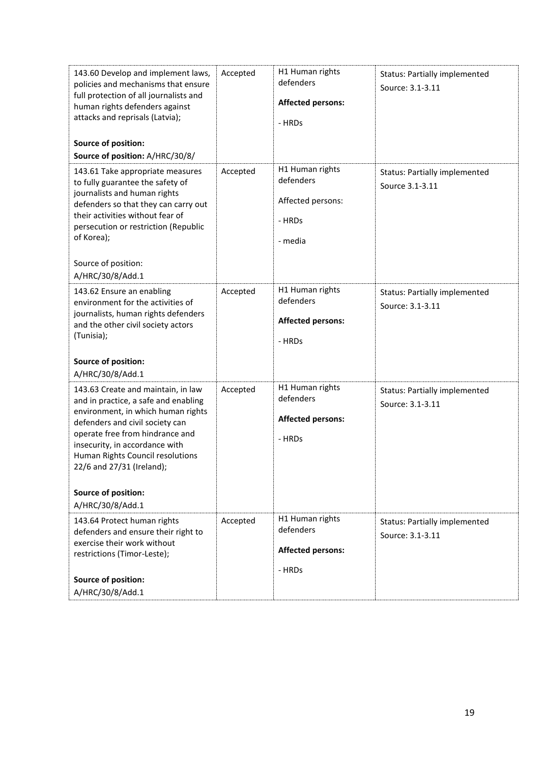| | | | |
|---|---|---|---|
| 143.60 Develop and implement laws, policies and mechanisms that ensure full protection of all journalists and human rights defenders against attacks and reprisals (Latvia);<br><br>**Source of position:**<br>**Source of position:** A/HRC/30/8/ | Accepted | H1 Human rights defenders<br><br>**Affected persons:**<br><br>- HRDs | Status: Partially implemented<br>Source: 3.1-3.11 |
| 143.61 Take appropriate measures to fully guarantee the safety of journalists and human rights defenders so that they can carry out their activities without fear of persecution or restriction (Republic of Korea);<br><br>Source of position:<br>A/HRC/30/8/Add.1 | Accepted | H1 Human rights defenders<br><br>Affected persons:<br><br>- HRDs<br><br>- media | Status: Partially implemented<br>Source 3.1-3.11 |
| 143.62 Ensure an enabling environment for the activities of journalists, human rights defenders and the other civil society actors (Tunisia);<br><br>**Source of position:**<br>A/HRC/30/8/Add.1 | Accepted | H1 Human rights defenders<br><br>**Affected persons:**<br><br>- HRDs | Status: Partially implemented<br>Source: 3.1-3.11 |
| 143.63 Create and maintain, in law and in practice, a safe and enabling environment, in which human rights defenders and civil society can operate free from hindrance and insecurity, in accordance with Human Rights Council resolutions 22/6 and 27/31 (Ireland);<br><br>**Source of position:**<br>A/HRC/30/8/Add.1 | Accepted | H1 Human rights defenders<br><br>**Affected persons:**<br><br>- HRDs | Status: Partially implemented<br>Source: 3.1-3.11 |
| 143.64 Protect human rights defenders and ensure their right to exercise their work without restrictions (Timor-Leste);<br><br>**Source of position:**<br>A/HRC/30/8/Add.1 | Accepted | H1 Human rights defenders<br><br>**Affected persons:**<br><br>- HRDs | Status: Partially implemented<br>Source: 3.1-3.11 |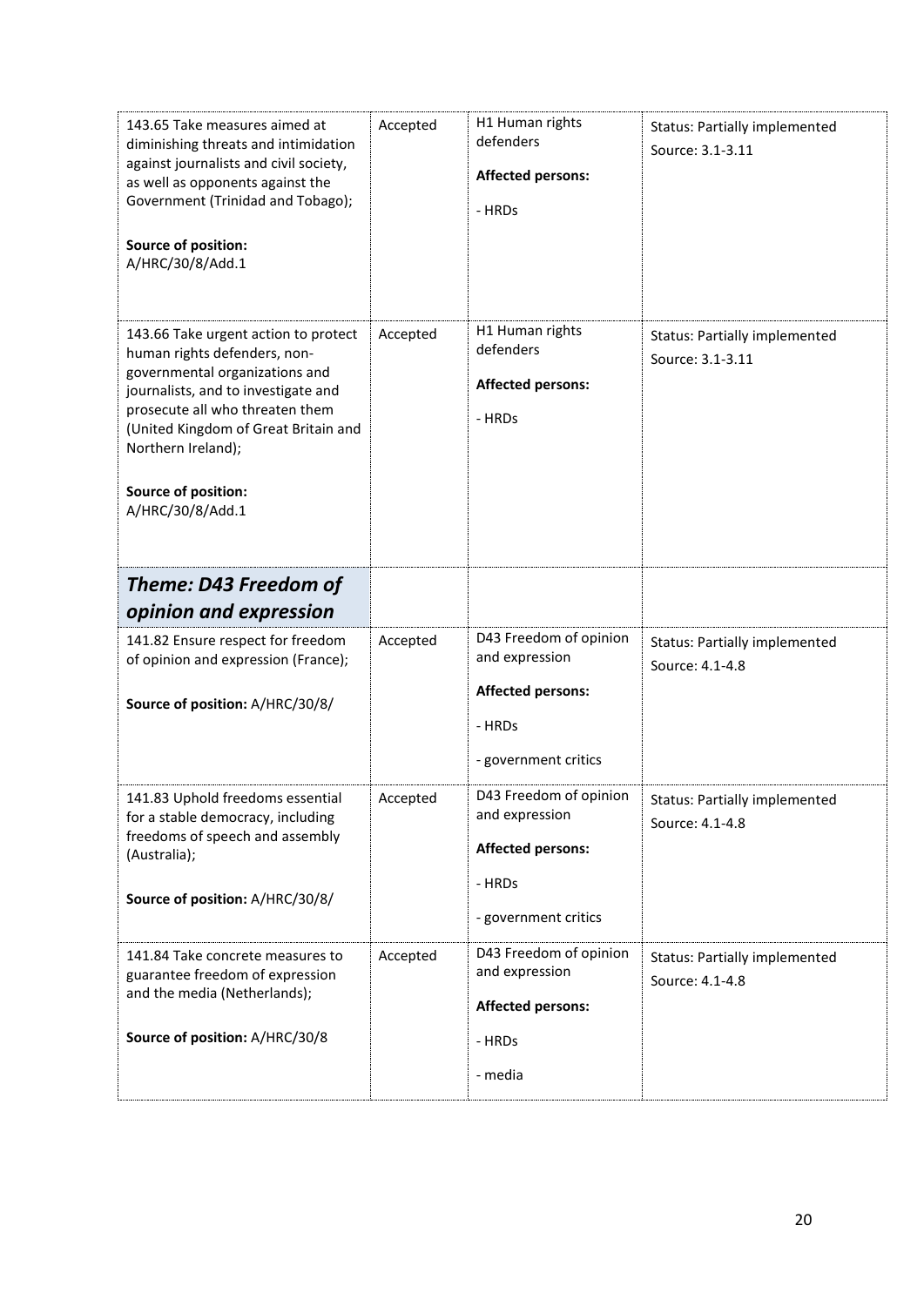| | | | |
|---|---|---|---|
| 143.65 Take measures aimed at diminishing threats and intimidation against journalists and civil society, as well as opponents against the Government (Trinidad and Tobago);<br><br>**Source of position:** A/HRC/30/8/Add.1 | Accepted | H1 Human rights defenders<br><br>**Affected persons:**<br><br>- HRDs | Status: Partially implemented<br>Source: 3.1-3.11 |
| 143.66 Take urgent action to protect human rights defenders, non-governmental organizations and journalists, and to investigate and prosecute all who threaten them (United Kingdom of Great Britain and Northern Ireland);<br><br>**Source of position:** A/HRC/30/8/Add.1 | Accepted | H1 Human rights defenders<br><br>**Affected persons:**<br><br>- HRDs | Status: Partially implemented<br>Source: 3.1-3.11 |
| ***Theme: D43 Freedom of opinion and expression*** | | | |
| 141.82 Ensure respect for freedom of opinion and expression (France);<br><br>**Source of position:** A/HRC/30/8/ | Accepted | D43 Freedom of opinion and expression<br><br>**Affected persons:**<br><br>- HRDs<br><br>- government critics | Status: Partially implemented<br>Source: 4.1-4.8 |
| 141.83 Uphold freedoms essential for a stable democracy, including freedoms of speech and assembly (Australia);<br><br>**Source of position:** A/HRC/30/8/ | Accepted | D43 Freedom of opinion and expression<br><br>**Affected persons:**<br><br>- HRDs<br><br>- government critics | Status: Partially implemented<br>Source: 4.1-4.8 |
| 141.84 Take concrete measures to guarantee freedom of expression and the media (Netherlands);<br><br>**Source of position:** A/HRC/30/8 | Accepted | D43 Freedom of opinion and expression<br><br>**Affected persons:**<br><br>- HRDs<br><br>- media | Status: Partially implemented<br>Source: 4.1-4.8 |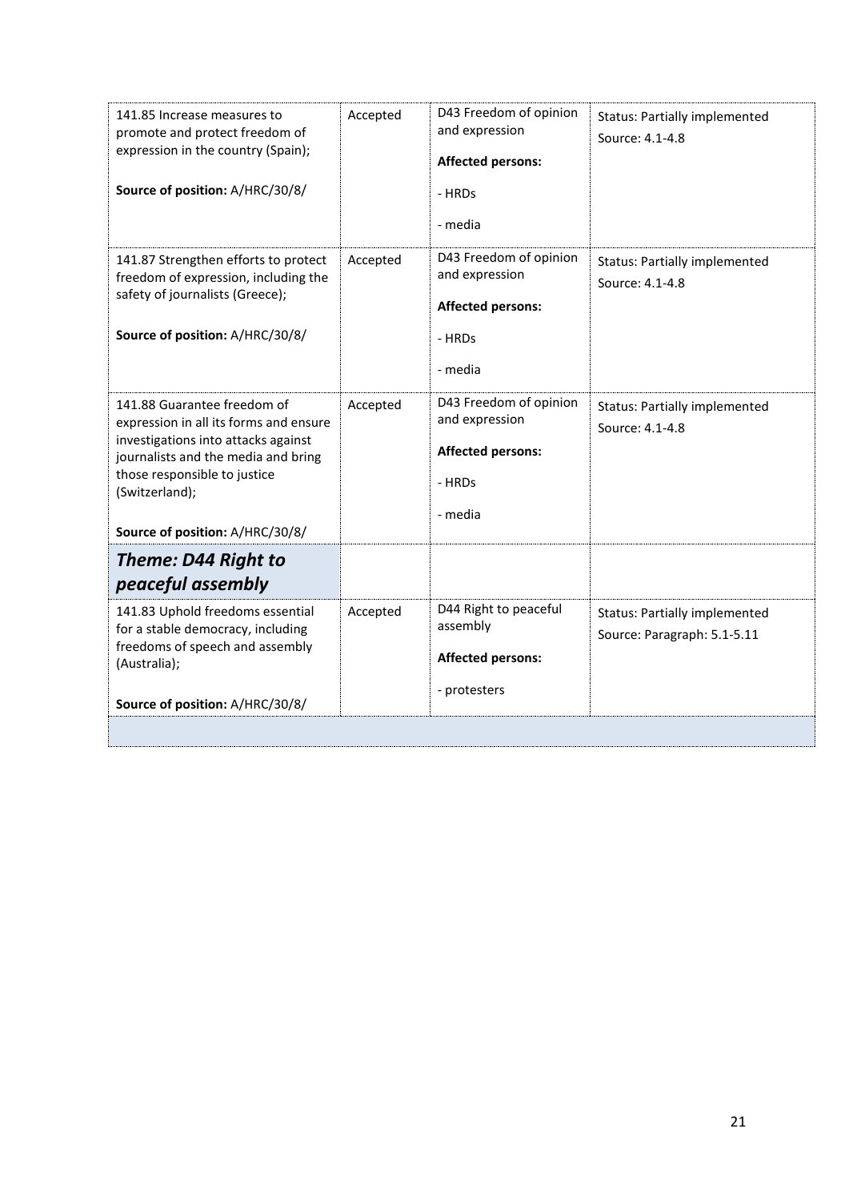| | | | |
|---|---|---|---|
| 141.85 Increase measures to promote and protect freedom of expression in the country (Spain);<br><br>**Source of position:** A/HRC/30/8/ | Accepted | D43 Freedom of opinion and expression<br><br>**Affected persons:**<br><br>- HRDs<br><br>- media | Status: Partially implemented<br>Source: 4.1-4.8 |
| 141.87 Strengthen efforts to protect freedom of expression, including the safety of journalists (Greece);<br><br>**Source of position:** A/HRC/30/8/ | Accepted | D43 Freedom of opinion and expression<br><br>**Affected persons:**<br><br>- HRDs<br><br>- media | Status: Partially implemented<br>Source: 4.1-4.8 |
| 141.88 Guarantee freedom of expression in all its forms and ensure investigations into attacks against journalists and the media and bring those responsible to justice (Switzerland);<br><br>**Source of position:** A/HRC/30/8/ | Accepted | D43 Freedom of opinion and expression<br><br>**Affected persons:**<br><br>- HRDs<br><br>- media | Status: Partially implemented<br>Source: 4.1-4.8 |
| ***Theme: D44 Right to peaceful assembly*** | | | |
| 141.83 Uphold freedoms essential for a stable democracy, including freedoms of speech and assembly (Australia);<br><br>**Source of position:** A/HRC/30/8/ | Accepted | D44 Right to peaceful assembly<br><br>**Affected persons:**<br><br>- protesters | Status: Partially implemented<br>Source: Paragraph: 5.1-5.11 |